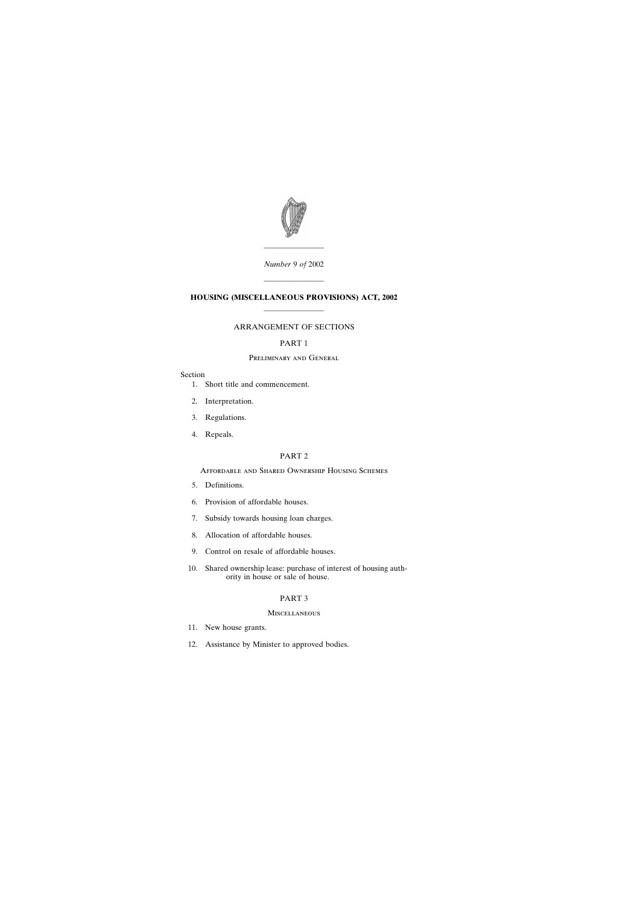*Number* 9 *of* 2002

# HOUSING (MISCELLANEOUS PROVISIONS) ACT, 2002

## ARRANGEMENT OF SECTIONS

### PART 1

#### Preliminary and General

Section

1. Short title and commencement.
2. Interpretation.
3. Regulations.
4. Repeals.

### PART 2

#### Affordable and Shared Ownership Housing Schemes

5. Definitions.
6. Provision of affordable houses.
7. Subsidy towards housing loan charges.
8. Allocation of affordable houses.
9. Control on resale of affordable houses.
10. Shared ownership lease: purchase of interest of housing authority in house or sale of house.

### PART 3

#### Miscellaneous

11. New house grants.
12. Assistance by Minister to approved bodies.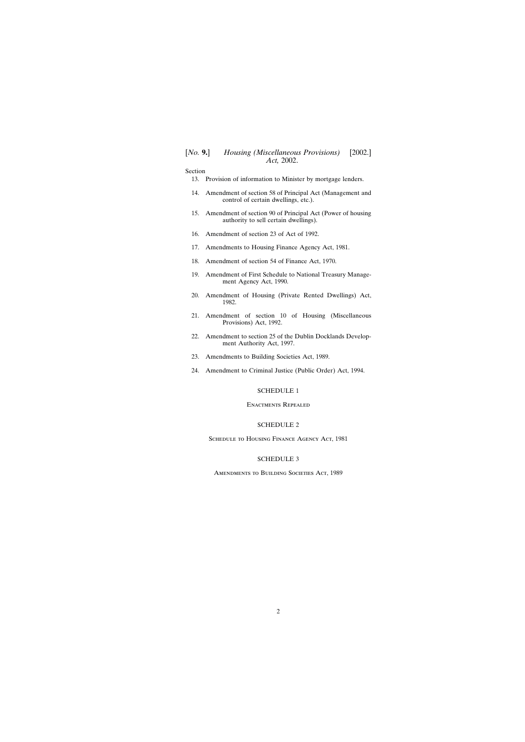Section

13. Provision of information to Minister by mortgage lenders.

14. Amendment of section 58 of Principal Act (Management and control of certain dwellings, etc.).

15. Amendment of section 90 of Principal Act (Power of housing authority to sell certain dwellings).

16. Amendment of section 23 of Act of 1992.

17. Amendments to Housing Finance Agency Act, 1981.

18. Amendment of section 54 of Finance Act, 1970.

19. Amendment of First Schedule to National Treasury Management Agency Act, 1990.

20. Amendment of Housing (Private Rented Dwellings) Act, 1982.

21. Amendment of section 10 of Housing (Miscellaneous Provisions) Act, 1992.

22. Amendment to section 25 of the Dublin Docklands Development Authority Act, 1997.

23. Amendments to Building Societies Act, 1989.

24. Amendment to Criminal Justice (Public Order) Act, 1994.

SCHEDULE 1

Enactments Repealed

SCHEDULE 2

Schedule to Housing Finance Agency Act, 1981

SCHEDULE 3

Amendments to Building Societies Act, 1989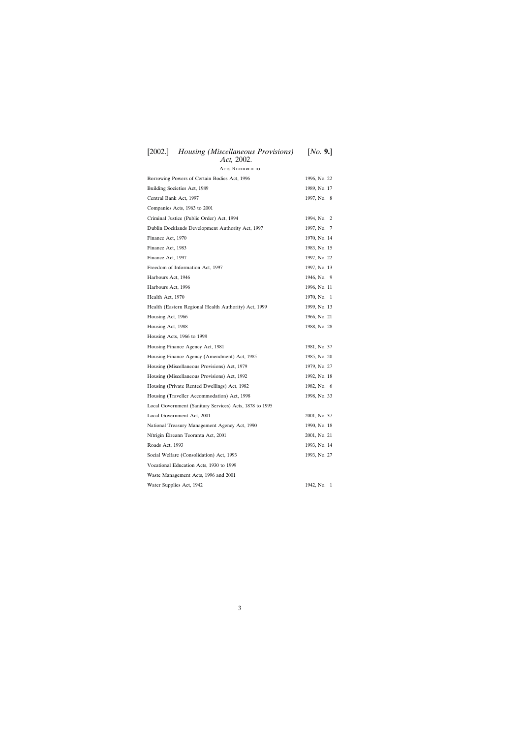# Acts Referred to

| | |
|---|---|
| Borrowing Powers of Certain Bodies Act, 1996 | 1996, No. 22 |
| Building Societies Act, 1989 | 1989, No. 17 |
| Central Bank Act, 1997 | 1997, No. 8 |
| Companies Acts, 1963 to 2001 | |
| Criminal Justice (Public Order) Act, 1994 | 1994, No. 2 |
| Dublin Docklands Development Authority Act, 1997 | 1997, No. 7 |
| Finance Act, 1970 | 1970, No. 14 |
| Finance Act, 1983 | 1983, No. 15 |
| Finance Act, 1997 | 1997, No. 22 |
| Freedom of Information Act, 1997 | 1997, No. 13 |
| Harbours Act, 1946 | 1946, No. 9 |
| Harbours Act, 1996 | 1996, No. 11 |
| Health Act, 1970 | 1970, No. 1 |
| Health (Eastern Regional Health Authority) Act, 1999 | 1999, No. 13 |
| Housing Act, 1966 | 1966, No. 21 |
| Housing Act, 1988 | 1988, No. 28 |
| Housing Acts, 1966 to 1998 | |
| Housing Finance Agency Act, 1981 | 1981, No. 37 |
| Housing Finance Agency (Amendment) Act, 1985 | 1985, No. 20 |
| Housing (Miscellaneous Provisions) Act, 1979 | 1979, No. 27 |
| Housing (Miscellaneous Provisions) Act, 1992 | 1992, No. 18 |
| Housing (Private Rented Dwellings) Act, 1982 | 1982, No. 6 |
| Housing (Traveller Accommodation) Act, 1998 | 1998, No. 33 |
| Local Government (Sanitary Services) Acts, 1878 to 1995 | |
| Local Government Act, 2001 | 2001, No. 37 |
| National Treasury Management Agency Act, 1990 | 1990, No. 18 |
| Nítrigin Éireann Teoranta Act, 2001 | 2001, No. 21 |
| Roads Act, 1993 | 1993, No. 14 |
| Social Welfare (Consolidation) Act, 1993 | 1993, No. 27 |
| Vocational Education Acts, 1930 to 1999 | |
| Waste Management Acts, 1996 and 2001 | |
| Water Supplies Act, 1942 | 1942, No. 1 |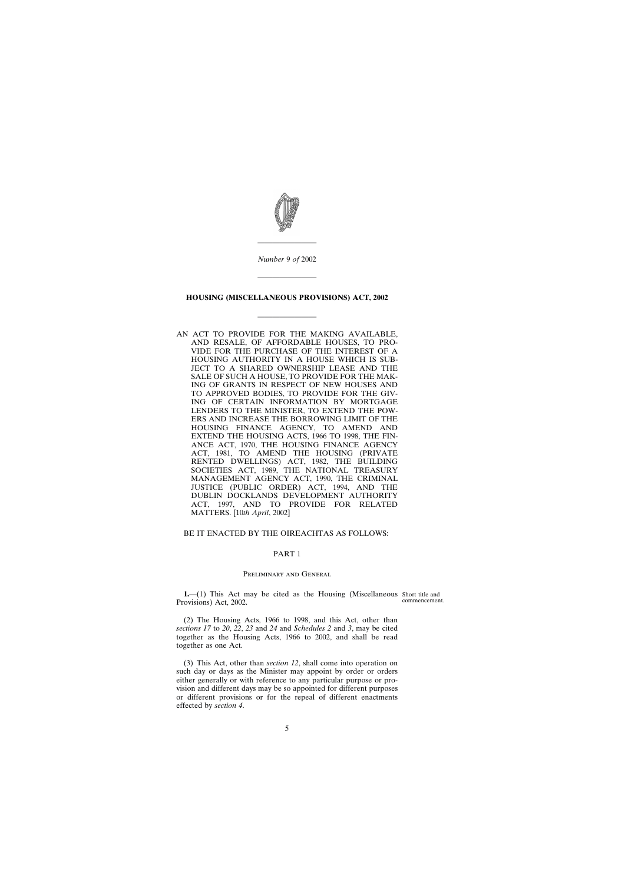*Number* 9 *of* 2002

# HOUSING (MISCELLANEOUS PROVISIONS) ACT, 2002

AN ACT TO PROVIDE FOR THE MAKING AVAILABLE, AND RESALE, OF AFFORDABLE HOUSES, TO PROVIDE FOR THE PURCHASE OF THE INTEREST OF A HOUSING AUTHORITY IN A HOUSE WHICH IS SUBJECT TO A SHARED OWNERSHIP LEASE AND THE SALE OF SUCH A HOUSE, TO PROVIDE FOR THE MAKING OF GRANTS IN RESPECT OF NEW HOUSES AND TO APPROVED BODIES, TO PROVIDE FOR THE GIVING OF CERTAIN INFORMATION BY MORTGAGE LENDERS TO THE MINISTER, TO EXTEND THE POWERS AND INCREASE THE BORROWING LIMIT OF THE HOUSING FINANCE AGENCY, TO AMEND AND EXTEND THE HOUSING ACTS, 1966 TO 1998, THE FINANCE ACT, 1970, THE HOUSING FINANCE AGENCY ACT, 1981, TO AMEND THE HOUSING (PRIVATE RENTED DWELLINGS) ACT, 1982, THE BUILDING SOCIETIES ACT, 1989, THE NATIONAL TREASURY MANAGEMENT AGENCY ACT, 1990, THE CRIMINAL JUSTICE (PUBLIC ORDER) ACT, 1994, AND THE DUBLIN DOCKLANDS DEVELOPMENT AUTHORITY ACT, 1997, AND TO PROVIDE FOR RELATED MATTERS. [10*th April*, 2002]

BE IT ENACTED BY THE OIREACHTAS AS FOLLOWS:

## PART 1

### Preliminary and General

Short title and commencement.

**1.**—(1) This Act may be cited as the Housing (Miscellaneous Provisions) Act, 2002.

(2) The Housing Acts, 1966 to 1998, and this Act, other than *sections 17* to *20*, *22*, *23* and *24* and *Schedules 2* and *3*, may be cited together as the Housing Acts, 1966 to 2002, and shall be read together as one Act.

(3) This Act, other than *section 12*, shall come into operation on such day or days as the Minister may appoint by order or orders either generally or with reference to any particular purpose or provision and different days may be so appointed for different purposes or different provisions or for the repeal of different enactments effected by *section 4*.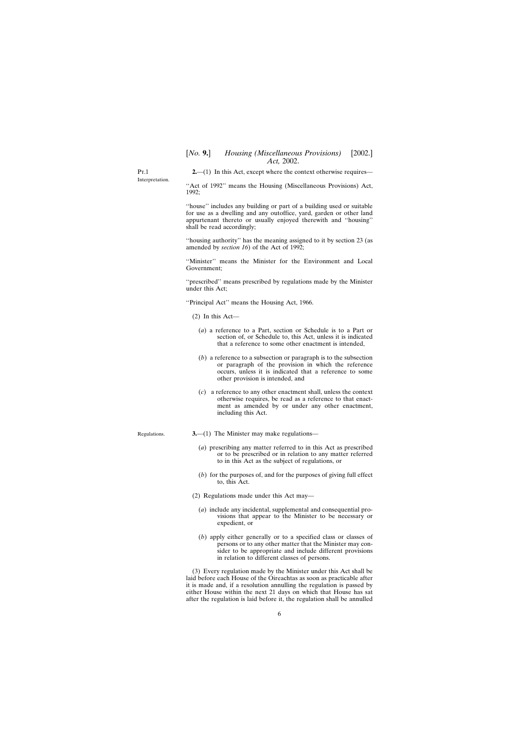Pt.1

Interpretation.

**2.**—(1) In this Act, except where the context otherwise requires—

''Act of 1992'' means the Housing (Miscellaneous Provisions) Act, 1992;

''house'' includes any building or part of a building used or suitable for use as a dwelling and any outoffice, yard, garden or other land appurtenant thereto or usually enjoyed therewith and ''housing'' shall be read accordingly;

''housing authority'' has the meaning assigned to it by section 23 (as amended by *section 16*) of the Act of 1992;

''Minister'' means the Minister for the Environment and Local Government;

''prescribed'' means prescribed by regulations made by the Minister under this Act;

''Principal Act'' means the Housing Act, 1966.

(2) In this Act—

(*a*) a reference to a Part, section or Schedule is to a Part or section of, or Schedule to, this Act, unless it is indicated that a reference to some other enactment is intended,

(*b*) a reference to a subsection or paragraph is to the subsection or paragraph of the provision in which the reference occurs, unless it is indicated that a reference to some other provision is intended, and

(*c*) a reference to any other enactment shall, unless the context otherwise requires, be read as a reference to that enactment as amended by or under any other enactment, including this Act.

Regulations.

**3.**—(1) The Minister may make regulations—

(*a*) prescribing any matter referred to in this Act as prescribed or to be prescribed or in relation to any matter referred to in this Act as the subject of regulations, or

(*b*) for the purposes of, and for the purposes of giving full effect to, this Act.

(2) Regulations made under this Act may—

(*a*) include any incidental, supplemental and consequential provisions that appear to the Minister to be necessary or expedient, or

(*b*) apply either generally or to a specified class or classes of persons or to any other matter that the Minister may consider to be appropriate and include different provisions in relation to different classes of persons.

(3) Every regulation made by the Minister under this Act shall be laid before each House of the Oireachtas as soon as practicable after it is made and, if a resolution annulling the regulation is passed by either House within the next 21 days on which that House has sat after the regulation is laid before it, the regulation shall be annulled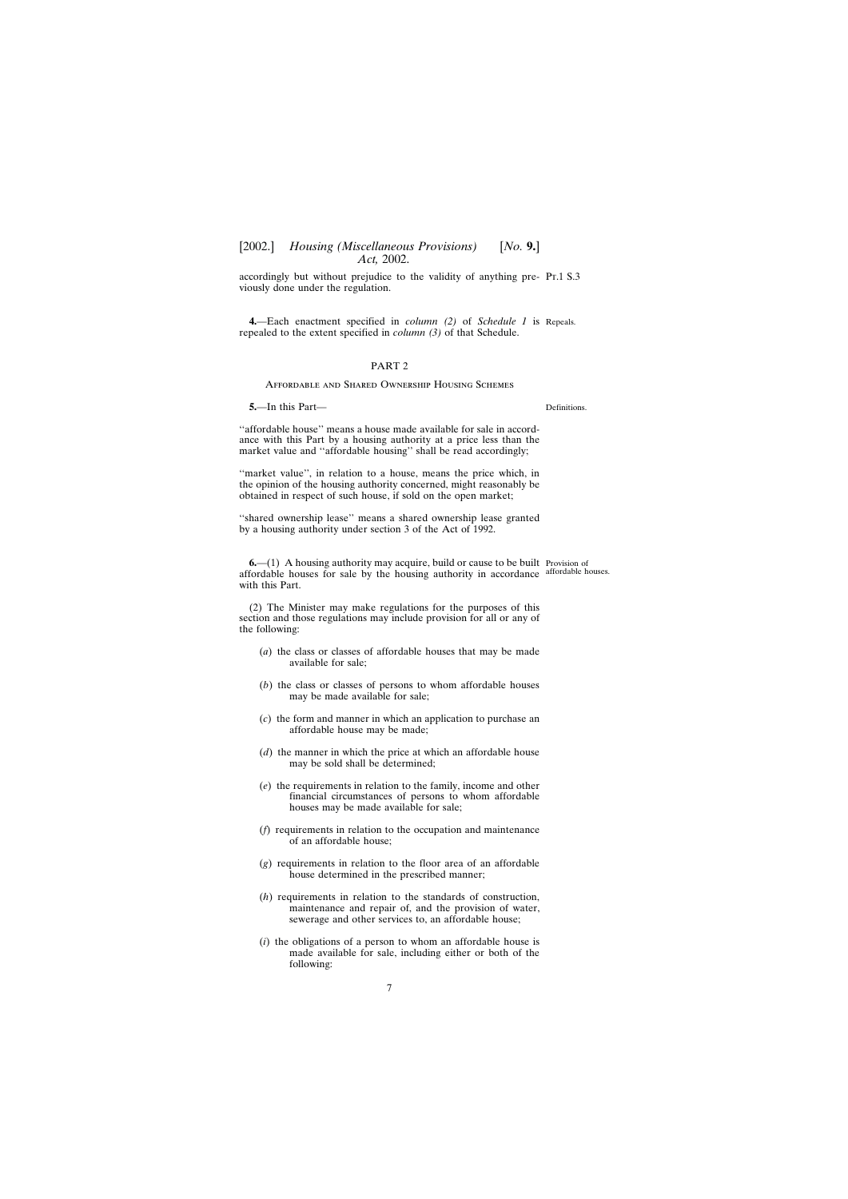accordingly but without prejudice to the validity of anything previously done under the regulation.

Pt.1 S.3

**4.**—Each enactment specified in *column (2)* of *Schedule 1* is repealed to the extent specified in *column (3)* of that Schedule.

Repeals.

## PART 2

### Affordable and Shared Ownership Housing Schemes

**5.**—In this Part—

Definitions.

''affordable house'' means a house made available for sale in accordance with this Part by a housing authority at a price less than the market value and ''affordable housing'' shall be read accordingly;

''market value'', in relation to a house, means the price which, in the opinion of the housing authority concerned, might reasonably be obtained in respect of such house, if sold on the open market;

''shared ownership lease'' means a shared ownership lease granted by a housing authority under section 3 of the Act of 1992.

**6.**—(1) A housing authority may acquire, build or cause to be built affordable houses for sale by the housing authority in accordance with this Part.

Provision of affordable houses.

(2) The Minister may make regulations for the purposes of this section and those regulations may include provision for all or any of the following:

(*a*) the class or classes of affordable houses that may be made available for sale;

(*b*) the class or classes of persons to whom affordable houses may be made available for sale;

(*c*) the form and manner in which an application to purchase an affordable house may be made;

(*d*) the manner in which the price at which an affordable house may be sold shall be determined;

(*e*) the requirements in relation to the family, income and other financial circumstances of persons to whom affordable houses may be made available for sale;

(*f*) requirements in relation to the occupation and maintenance of an affordable house;

(*g*) requirements in relation to the floor area of an affordable house determined in the prescribed manner;

(*h*) requirements in relation to the standards of construction, maintenance and repair of, and the provision of water, sewerage and other services to, an affordable house;

(*i*) the obligations of a person to whom an affordable house is made available for sale, including either or both of the following: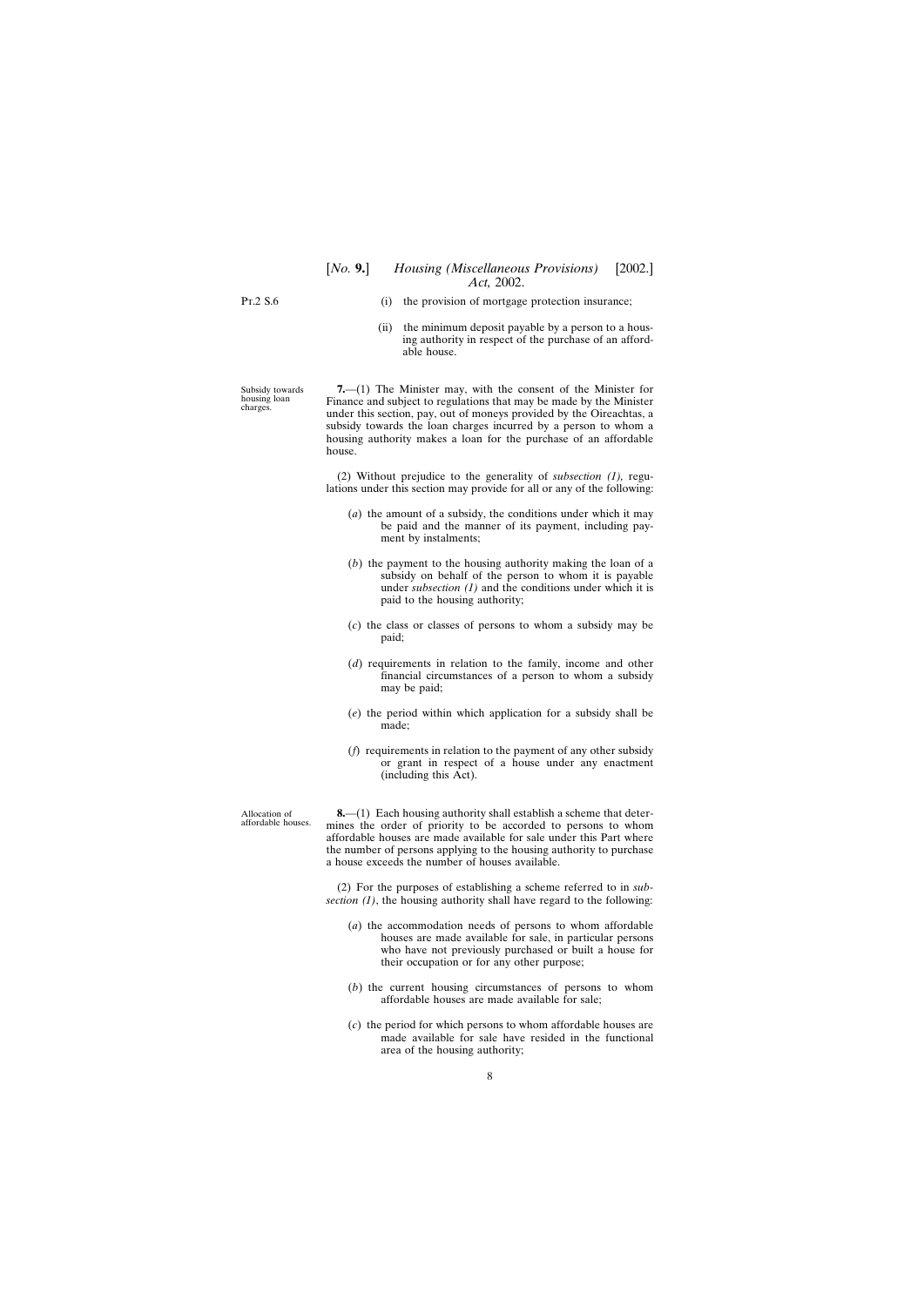(i) the provision of mortgage protection insurance;

(ii) the minimum deposit payable by a person to a housing authority in respect of the purchase of an affordable house.

Subsidy towards housing loan charges.

**7.**—(1) The Minister may, with the consent of the Minister for Finance and subject to regulations that may be made by the Minister under this section, pay, out of moneys provided by the Oireachtas, a subsidy towards the loan charges incurred by a person to whom a housing authority makes a loan for the purchase of an affordable house.

(2) Without prejudice to the generality of *subsection (1),* regulations under this section may provide for all or any of the following:

(*a*) the amount of a subsidy, the conditions under which it may be paid and the manner of its payment, including payment by instalments;

(*b*) the payment to the housing authority making the loan of a subsidy on behalf of the person to whom it is payable under *subsection (1)* and the conditions under which it is paid to the housing authority;

(*c*) the class or classes of persons to whom a subsidy may be paid;

(*d*) requirements in relation to the family, income and other financial circumstances of a person to whom a subsidy may be paid;

(*e*) the period within which application for a subsidy shall be made;

(*f*) requirements in relation to the payment of any other subsidy or grant in respect of a house under any enactment (including this Act).

Allocation of affordable houses.

**8.**—(1) Each housing authority shall establish a scheme that determines the order of priority to be accorded to persons to whom affordable houses are made available for sale under this Part where the number of persons applying to the housing authority to purchase a house exceeds the number of houses available.

(2) For the purposes of establishing a scheme referred to in *subsection (1)*, the housing authority shall have regard to the following:

(*a*) the accommodation needs of persons to whom affordable houses are made available for sale, in particular persons who have not previously purchased or built a house for their occupation or for any other purpose;

(*b*) the current housing circumstances of persons to whom affordable houses are made available for sale;

(*c*) the period for which persons to whom affordable houses are made available for sale have resided in the functional area of the housing authority;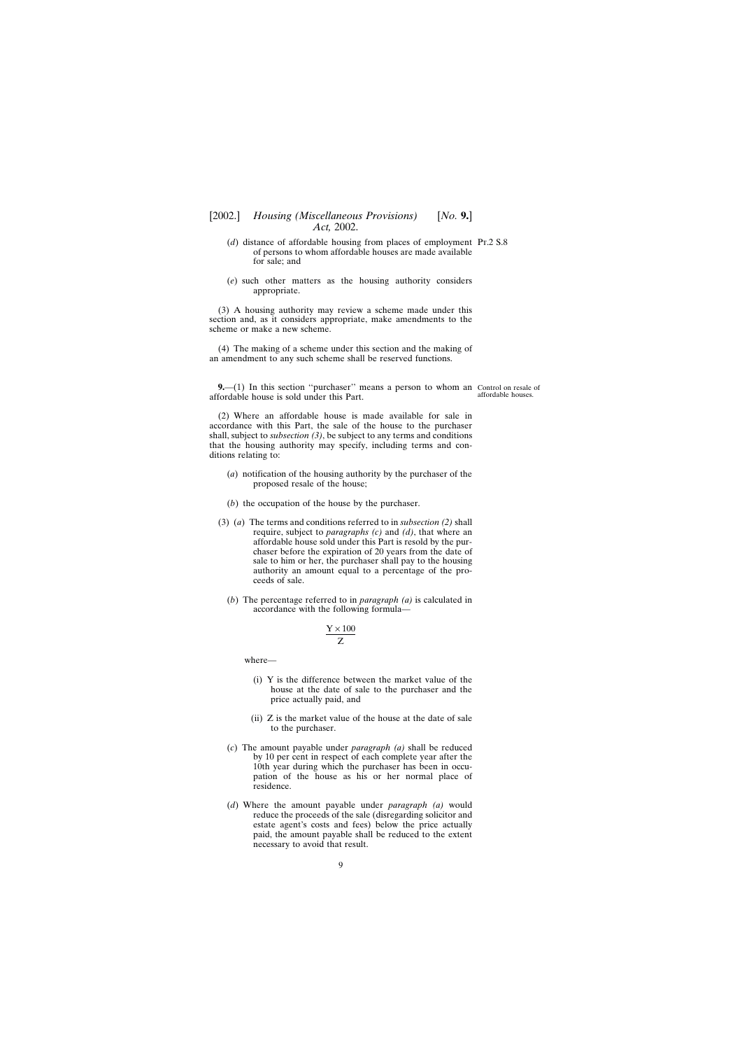(*d*) distance of affordable housing from places of employment of persons to whom affordable houses are made available for sale; and

(*e*) such other matters as the housing authority considers appropriate.

(3) A housing authority may review a scheme made under this section and, as it considers appropriate, make amendments to the scheme or make a new scheme.

(4) The making of a scheme under this section and the making of an amendment to any such scheme shall be reserved functions.

Control on resale of affordable houses.

**9.**—(1) In this section ''purchaser'' means a person to whom an affordable house is sold under this Part.

(2) Where an affordable house is made available for sale in accordance with this Part, the sale of the house to the purchaser shall, subject to *subsection (3)*, be subject to any terms and conditions that the housing authority may specify, including terms and conditions relating to:

(*a*) notification of the housing authority by the purchaser of the proposed resale of the house;

(*b*) the occupation of the house by the purchaser.

(3) (*a*) The terms and conditions referred to in *subsection (2)* shall require, subject to *paragraphs (c)* and *(d)*, that where an affordable house sold under this Part is resold by the purchaser before the expiration of 20 years from the date of sale to him or her, the purchaser shall pay to the housing authority an amount equal to a percentage of the proceeds of sale.

(*b*) The percentage referred to in *paragraph (a)* is calculated in accordance with the following formula—

$$\frac{Y \times 100}{Z}$$

where—

(i) Y is the difference between the market value of the house at the date of sale to the purchaser and the price actually paid, and

(ii) Z is the market value of the house at the date of sale to the purchaser.

(*c*) The amount payable under *paragraph (a)* shall be reduced by 10 per cent in respect of each complete year after the 10th year during which the purchaser has been in occupation of the house as his or her normal place of residence.

(*d*) Where the amount payable under *paragraph (a)* would reduce the proceeds of the sale (disregarding solicitor and estate agent's costs and fees) below the price actually paid, the amount payable shall be reduced to the extent necessary to avoid that result.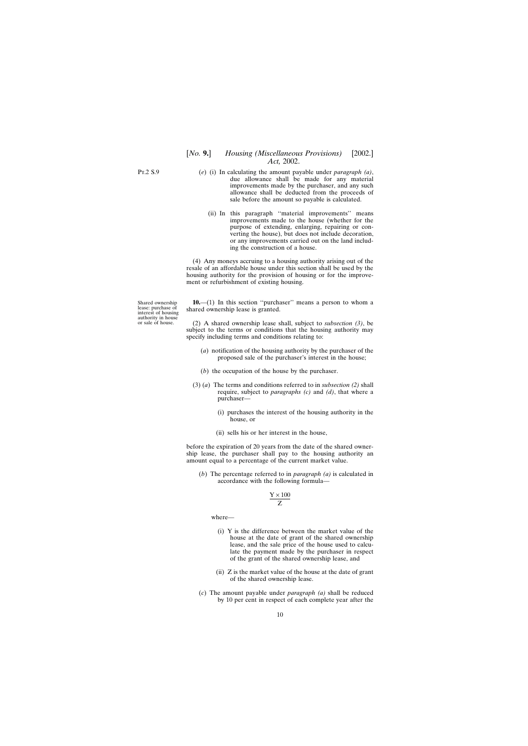(*e*) (i) In calculating the amount payable under *paragraph (a)*, due allowance shall be made for any material improvements made by the purchaser, and any such allowance shall be deducted from the proceeds of sale before the amount so payable is calculated.

(ii) In this paragraph ''material improvements'' means improvements made to the house (whether for the purpose of extending, enlarging, repairing or converting the house), but does not include decoration, or any improvements carried out on the land including the construction of a house.

(4) Any moneys accruing to a housing authority arising out of the resale of an affordable house under this section shall be used by the housing authority for the provision of housing or for the improvement or refurbishment of existing housing.

Shared ownership lease: purchase of interest of housing authority in house or sale of house.

**10.**—(1) In this section ''purchaser'' means a person to whom a shared ownership lease is granted.

(2) A shared ownership lease shall, subject to *subsection (3)*, be subject to the terms or conditions that the housing authority may specify including terms and conditions relating to:

(*a*) notification of the housing authority by the purchaser of the proposed sale of the purchaser's interest in the house;

(*b*) the occupation of the house by the purchaser.

(3) (*a*) The terms and conditions referred to in *subsection (2)* shall require, subject to *paragraphs (c)* and *(d)*, that where a purchaser—

(i) purchases the interest of the housing authority in the house, or

(ii) sells his or her interest in the house,

before the expiration of 20 years from the date of the shared ownership lease, the purchaser shall pay to the housing authority an amount equal to a percentage of the current market value.

(*b*) The percentage referred to in *paragraph (a)* is calculated in accordance with the following formula—

$$\frac{Y \times 100}{Z}$$

where—

(i) Y is the difference between the market value of the house at the date of grant of the shared ownership lease, and the sale price of the house used to calculate the payment made by the purchaser in respect of the grant of the shared ownership lease, and

(ii) Z is the market value of the house at the date of grant of the shared ownership lease.

(*c*) The amount payable under *paragraph (a)* shall be reduced by 10 per cent in respect of each complete year after the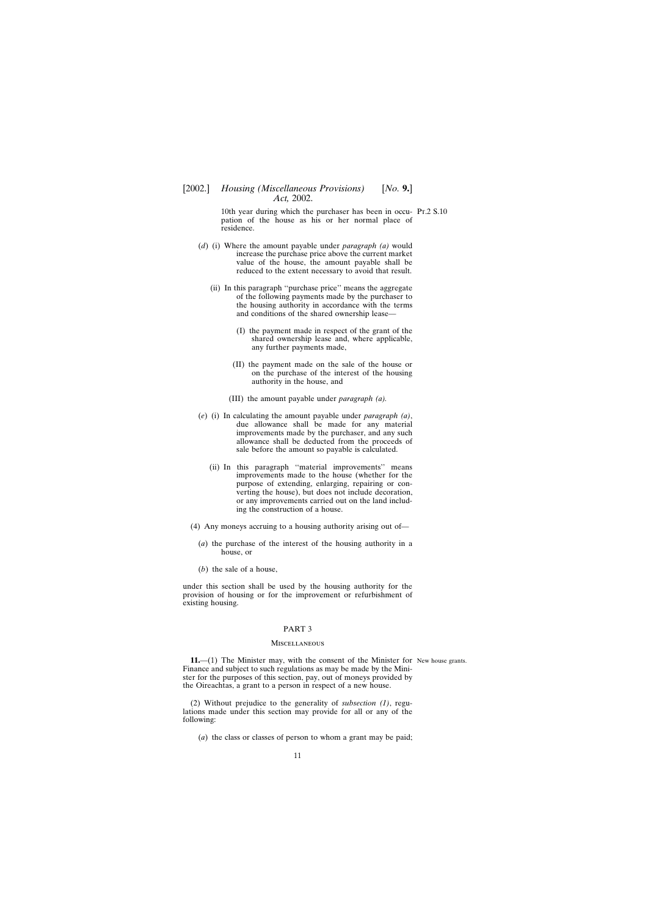10th year during which the purchaser has been in occupation of the house as his or her normal place of residence.

(*d*) (i) Where the amount payable under *paragraph (a)* would increase the purchase price above the current market value of the house, the amount payable shall be reduced to the extent necessary to avoid that result.

(ii) In this paragraph ''purchase price'' means the aggregate of the following payments made by the purchaser to the housing authority in accordance with the terms and conditions of the shared ownership lease—

(I) the payment made in respect of the grant of the shared ownership lease and, where applicable, any further payments made,

(II) the payment made on the sale of the house or on the purchase of the interest of the housing authority in the house, and

(III) the amount payable under *paragraph (a).*

(*e*) (i) In calculating the amount payable under *paragraph (a)*, due allowance shall be made for any material improvements made by the purchaser, and any such allowance shall be deducted from the proceeds of sale before the amount so payable is calculated.

(ii) In this paragraph ''material improvements'' means improvements made to the house (whether for the purpose of extending, enlarging, repairing or converting the house), but does not include decoration, or any improvements carried out on the land including the construction of a house.

(4) Any moneys accruing to a housing authority arising out of—

(*a*) the purchase of the interest of the housing authority in a house, or

(*b*) the sale of a house,

under this section shall be used by the housing authority for the provision of housing or for the improvement or refurbishment of existing housing.

## PART 3

### Miscellaneous

New house grants.

**11.**—(1) The Minister may, with the consent of the Minister for Finance and subject to such regulations as may be made by the Minister for the purposes of this section, pay, out of moneys provided by the Oireachtas, a grant to a person in respect of a new house.

(2) Without prejudice to the generality of *subsection (1)*, regulations made under this section may provide for all or any of the following:

(*a*) the class or classes of person to whom a grant may be paid;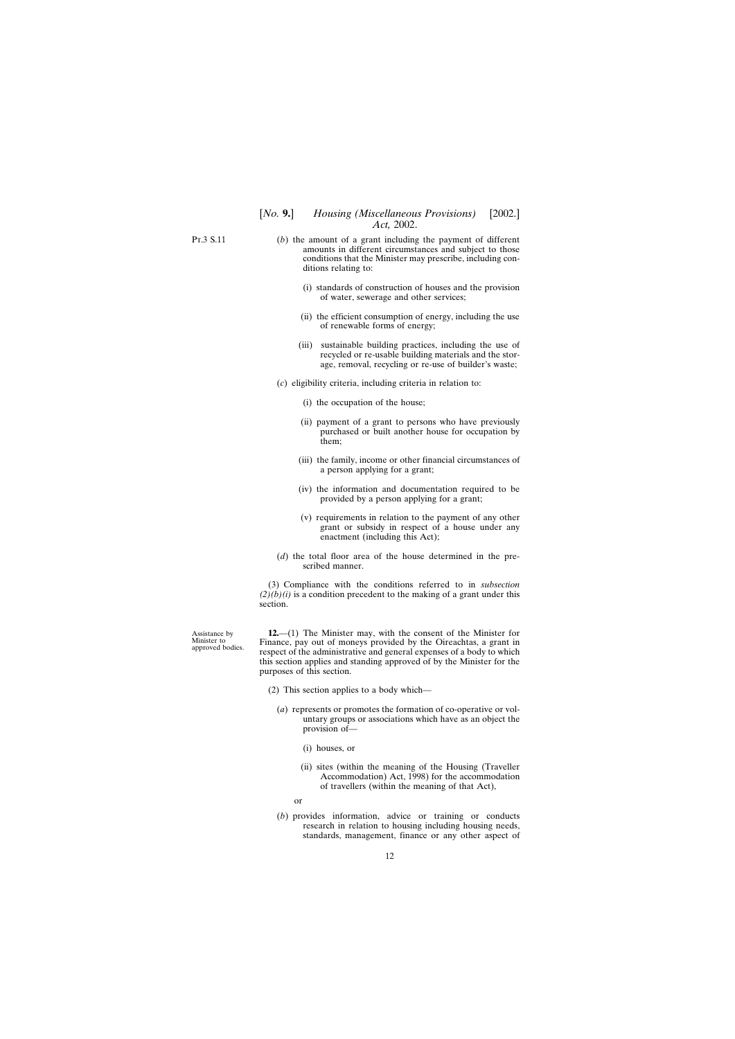(*b*) the amount of a grant including the payment of different amounts in different circumstances and subject to those conditions that the Minister may prescribe, including conditions relating to:

(i) standards of construction of houses and the provision of water, sewerage and other services;

(ii) the efficient consumption of energy, including the use of renewable forms of energy;

(iii) sustainable building practices, including the use of recycled or re-usable building materials and the storage, removal, recycling or re-use of builder's waste;

(*c*) eligibility criteria, including criteria in relation to:

(i) the occupation of the house;

(ii) payment of a grant to persons who have previously purchased or built another house for occupation by them;

(iii) the family, income or other financial circumstances of a person applying for a grant;

(iv) the information and documentation required to be provided by a person applying for a grant;

(v) requirements in relation to the payment of any other grant or subsidy in respect of a house under any enactment (including this Act);

(*d*) the total floor area of the house determined in the prescribed manner.

(3) Compliance with the conditions referred to in *subsection (2)(b)(i)* is a condition precedent to the making of a grant under this section.

Assistance by Minister to approved bodies.

**12.**—(1) The Minister may, with the consent of the Minister for Finance, pay out of moneys provided by the Oireachtas, a grant in respect of the administrative and general expenses of a body to which this section applies and standing approved of by the Minister for the purposes of this section.

(2) This section applies to a body which—

(*a*) represents or promotes the formation of co-operative or voluntary groups or associations which have as an object the provision of—

(i) houses, or

(ii) sites (within the meaning of the Housing (Traveller Accommodation) Act, 1998) for the accommodation of travellers (within the meaning of that Act),

or

(*b*) provides information, advice or training or conducts research in relation to housing including housing needs, standards, management, finance or any other aspect of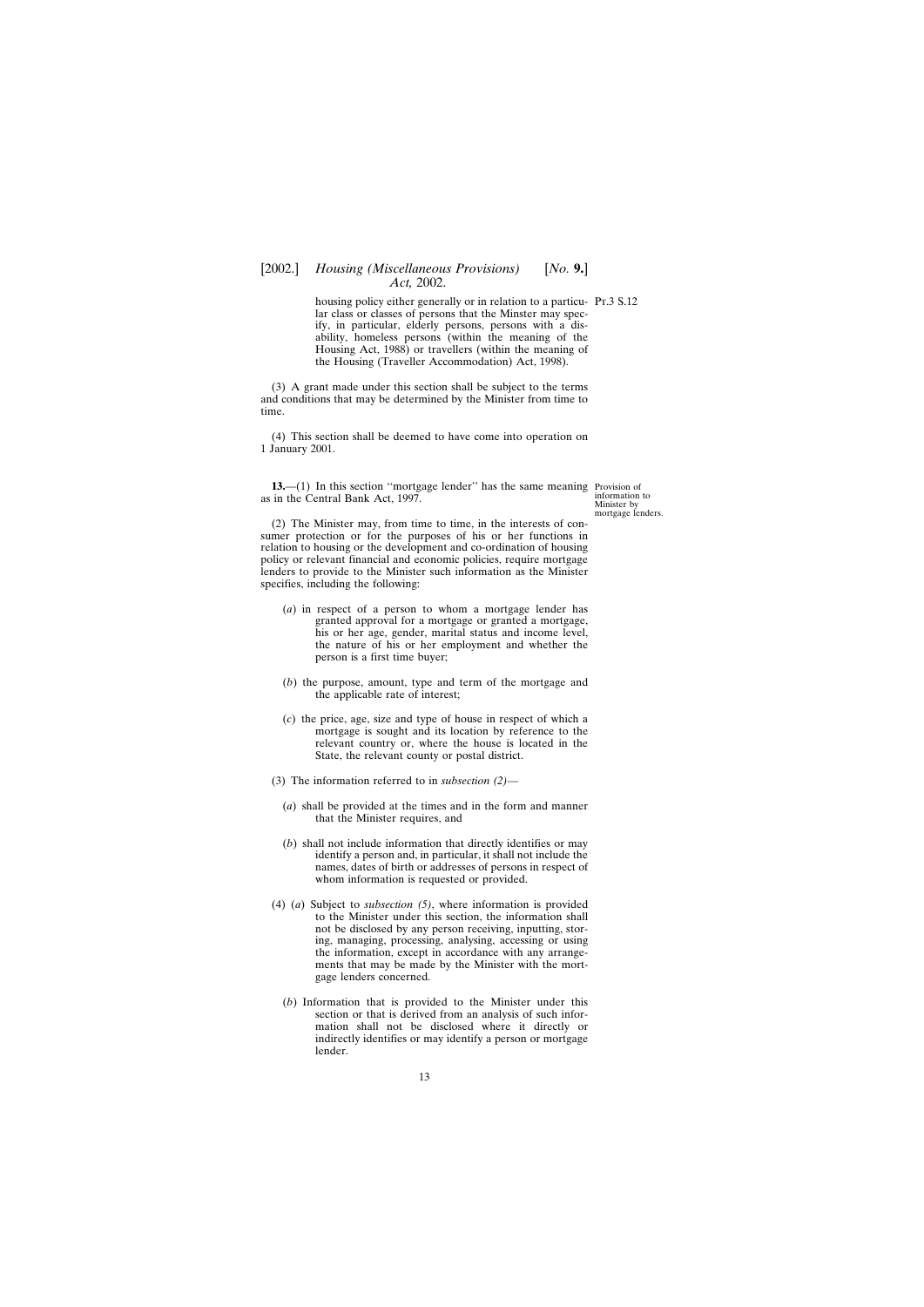housing policy either generally or in relation to a particular class or classes of persons that the Minster may specify, in particular, elderly persons, persons with a disability, homeless persons (within the meaning of the Housing Act, 1988) or travellers (within the meaning of the Housing (Traveller Accommodation) Act, 1998).

(3) A grant made under this section shall be subject to the terms and conditions that may be determined by the Minister from time to time.

(4) This section shall be deemed to have come into operation on 1 January 2001.

**13.**—(1) In this section ''mortgage lender'' has the same meaning as in the Central Bank Act, 1997.

Provision of information to Minister by mortgage lenders.

(2) The Minister may, from time to time, in the interests of consumer protection or for the purposes of his or her functions in relation to housing or the development and co-ordination of housing policy or relevant financial and economic policies, require mortgage lenders to provide to the Minister such information as the Minister specifies, including the following:

(*a*) in respect of a person to whom a mortgage lender has granted approval for a mortgage or granted a mortgage, his or her age, gender, marital status and income level, the nature of his or her employment and whether the person is a first time buyer;

(*b*) the purpose, amount, type and term of the mortgage and the applicable rate of interest;

(*c*) the price, age, size and type of house in respect of which a mortgage is sought and its location by reference to the relevant country or, where the house is located in the State, the relevant county or postal district.

(3) The information referred to in *subsection (2)*—

(*a*) shall be provided at the times and in the form and manner that the Minister requires, and

(*b*) shall not include information that directly identifies or may identify a person and, in particular, it shall not include the names, dates of birth or addresses of persons in respect of whom information is requested or provided.

(4) (*a*) Subject to *subsection (5)*, where information is provided to the Minister under this section, the information shall not be disclosed by any person receiving, inputting, storing, managing, processing, analysing, accessing or using the information, except in accordance with any arrangements that may be made by the Minister with the mortgage lenders concerned.

(*b*) Information that is provided to the Minister under this section or that is derived from an analysis of such information shall not be disclosed where it directly or indirectly identifies or may identify a person or mortgage lender.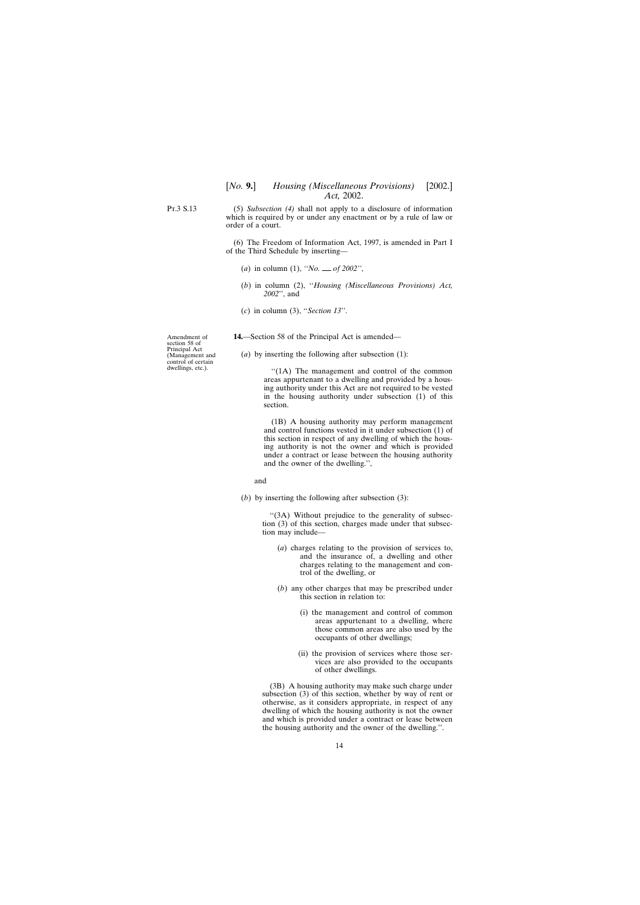(5) *Subsection (4)* shall not apply to a disclosure of information which is required by or under any enactment or by a rule of law or order of a court.

(6) The Freedom of Information Act, 1997, is amended in Part I of the Third Schedule by inserting—

(*a*) in column (1), ''*No. \_\_ of 2002*'',

(*b*) in column (2), ''*Housing (Miscellaneous Provisions) Act, 2002*'', and

(*c*) in column (3), ''*Section 13*''.

Amendment of section 58 of Principal Act (Management and control of certain dwellings, etc.).

**14.**—Section 58 of the Principal Act is amended—

(*a*) by inserting the following after subsection (1):

''(1A) The management and control of the common areas appurtenant to a dwelling and provided by a housing authority under this Act are not required to be vested in the housing authority under subsection (1) of this section.

(1B) A housing authority may perform management and control functions vested in it under subsection (1) of this section in respect of any dwelling of which the housing authority is not the owner and which is provided under a contract or lease between the housing authority and the owner of the dwelling.'',

and

(*b*) by inserting the following after subsection (3):

''(3A) Without prejudice to the generality of subsection (3) of this section, charges made under that subsection may include—

(*a*) charges relating to the provision of services to, and the insurance of, a dwelling and other charges relating to the management and control of the dwelling, or

(*b*) any other charges that may be prescribed under this section in relation to:

(i) the management and control of common areas appurtenant to a dwelling, where those common areas are also used by the occupants of other dwellings;

(ii) the provision of services where those services are also provided to the occupants of other dwellings.

(3B) A housing authority may make such charge under subsection (3) of this section, whether by way of rent or otherwise, as it considers appropriate, in respect of any dwelling of which the housing authority is not the owner and which is provided under a contract or lease between the housing authority and the owner of the dwelling.''.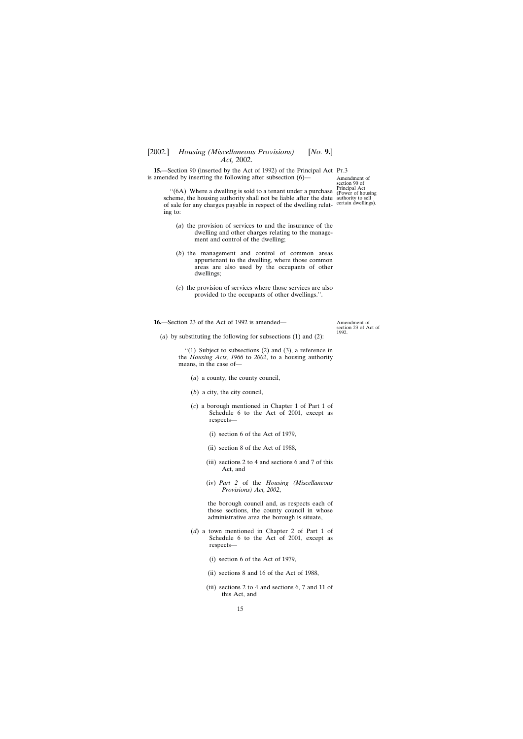**15.**—Section 90 (inserted by the Act of 1992) of the Principal Act is amended by inserting the following after subsection (6)—

Amendment of section 90 of Principal Act (Power of housing authority to sell certain dwellings).

> ‘‘(6A) Where a dwelling is sold to a tenant under a purchase scheme, the housing authority shall not be liable after the date of sale for any charges payable in respect of the dwelling relating to:
>
> (*a*) the provision of services to and the insurance of the dwelling and other charges relating to the management and control of the dwelling;
>
> (*b*) the management and control of common areas appurtenant to the dwelling, where those common areas are also used by the occupants of other dwellings;
>
> (*c*) the provision of services where those services are also provided to the occupants of other dwellings.’’.

**16.**—Section 23 of the Act of 1992 is amended—

Amendment of section 23 of Act of 1992.

(*a*) by substituting the following for subsections (1) and (2):

> ‘‘(1) Subject to subsections (2) and (3), a reference in the *Housing Acts, 1966* to *2002*, to a housing authority means, in the case of—
>
> (*a*) a county, the county council,
>
> (*b*) a city, the city council,
>
> (*c*) a borough mentioned in Chapter 1 of Part 1 of Schedule 6 to the Act of 2001, except as respects—
>
> (i) section 6 of the Act of 1979,
>
> (ii) section 8 of the Act of 1988,
>
> (iii) sections 2 to 4 and sections 6 and 7 of this Act, and
>
> (iv) *Part 2* of the *Housing (Miscellaneous Provisions) Act, 2002*,
>
> the borough council and, as respects each of those sections, the county council in whose administrative area the borough is situate,
>
> (*d*) a town mentioned in Chapter 2 of Part 1 of Schedule 6 to the Act of 2001, except as respects—
>
> (i) section 6 of the Act of 1979,
>
> (ii) sections 8 and 16 of the Act of 1988,
>
> (iii) sections 2 to 4 and sections 6, 7 and 11 of this Act, and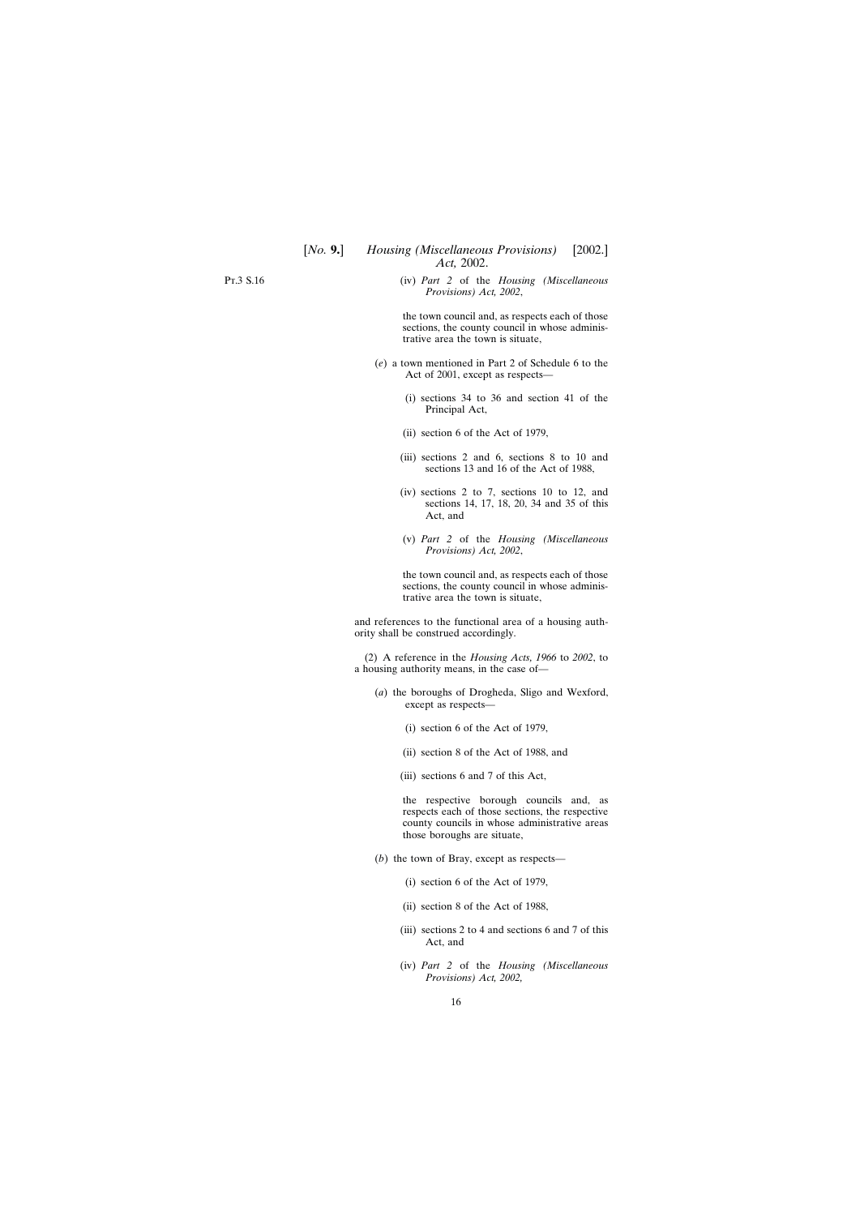(iv) *Part 2* of the *Housing (Miscellaneous Provisions) Act, 2002*,

the town council and, as respects each of those sections, the county council in whose administrative area the town is situate,

(*e*) a town mentioned in Part 2 of Schedule 6 to the Act of 2001, except as respects—

(i) sections 34 to 36 and section 41 of the Principal Act,

(ii) section 6 of the Act of 1979,

(iii) sections 2 and 6, sections 8 to 10 and sections 13 and 16 of the Act of 1988,

(iv) sections 2 to 7, sections 10 to 12, and sections 14, 17, 18, 20, 34 and 35 of this Act, and

(v) *Part 2* of the *Housing (Miscellaneous Provisions) Act, 2002*,

the town council and, as respects each of those sections, the county council in whose administrative area the town is situate,

and references to the functional area of a housing authority shall be construed accordingly.

(2) A reference in the *Housing Acts, 1966* to *2002*, to a housing authority means, in the case of—

(*a*) the boroughs of Drogheda, Sligo and Wexford, except as respects—

(i) section 6 of the Act of 1979,

(ii) section 8 of the Act of 1988, and

(iii) sections 6 and 7 of this Act,

the respective borough councils and, as respects each of those sections, the respective county councils in whose administrative areas those boroughs are situate,

(*b*) the town of Bray, except as respects—

(i) section 6 of the Act of 1979,

(ii) section 8 of the Act of 1988,

(iii) sections 2 to 4 and sections 6 and 7 of this Act, and

(iv) *Part 2* of the *Housing (Miscellaneous Provisions) Act, 2002,*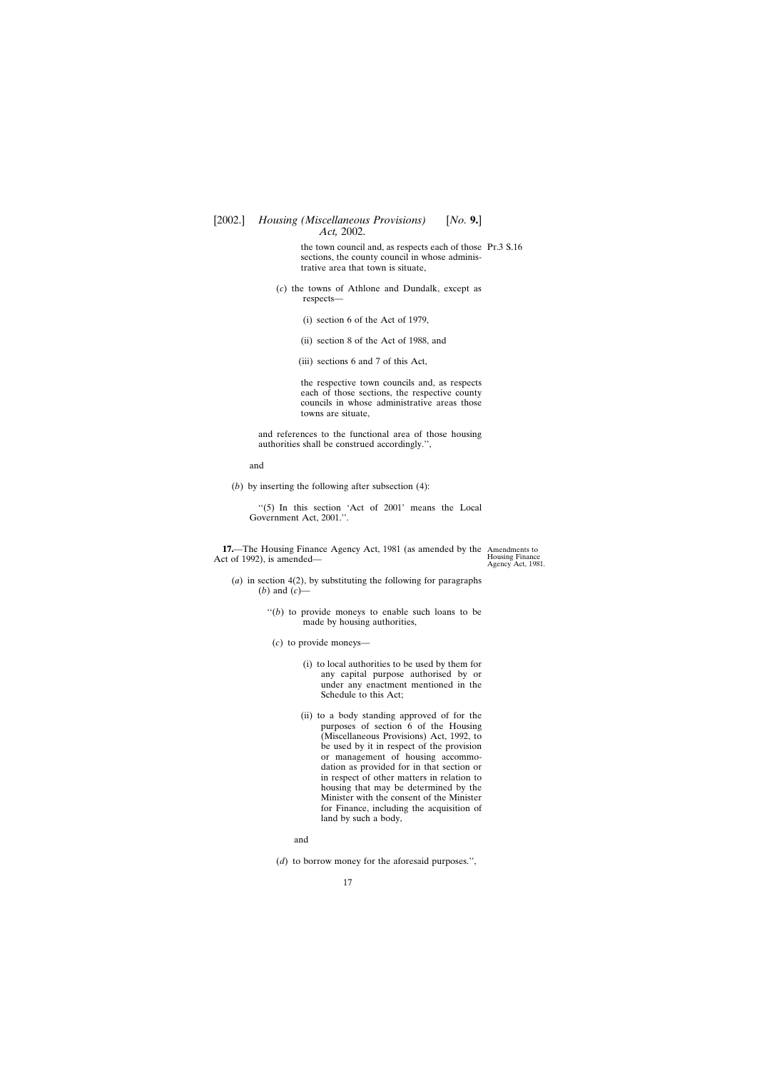the town council and, as respects each of those sections, the county council in whose administrative area that town is situate,

(*c*) the towns of Athlone and Dundalk, except as respects—

(i) section 6 of the Act of 1979,

(ii) section 8 of the Act of 1988, and

(iii) sections 6 and 7 of this Act,

the respective town councils and, as respects each of those sections, the respective county councils in whose administrative areas those towns are situate,

and references to the functional area of those housing authorities shall be construed accordingly.'',

and

(*b*) by inserting the following after subsection (4):

''(5) In this section 'Act of 2001' means the Local Government Act, 2001.''.

Amendments to Housing Finance Agency Act, 1981.

**17.**—The Housing Finance Agency Act, 1981 (as amended by the Act of 1992), is amended—

(*a*) in section 4(2), by substituting the following for paragraphs (*b*) and (*c*)—

''(*b*) to provide moneys to enable such loans to be made by housing authorities,

(*c*) to provide moneys—

(i) to local authorities to be used by them for any capital purpose authorised by or under any enactment mentioned in the Schedule to this Act;

(ii) to a body standing approved of for the purposes of section 6 of the Housing (Miscellaneous Provisions) Act, 1992, to be used by it in respect of the provision or management of housing accommodation as provided for in that section or in respect of other matters in relation to housing that may be determined by the Minister with the consent of the Minister for Finance, including the acquisition of land by such a body,

and

(*d*) to borrow money for the aforesaid purposes.'',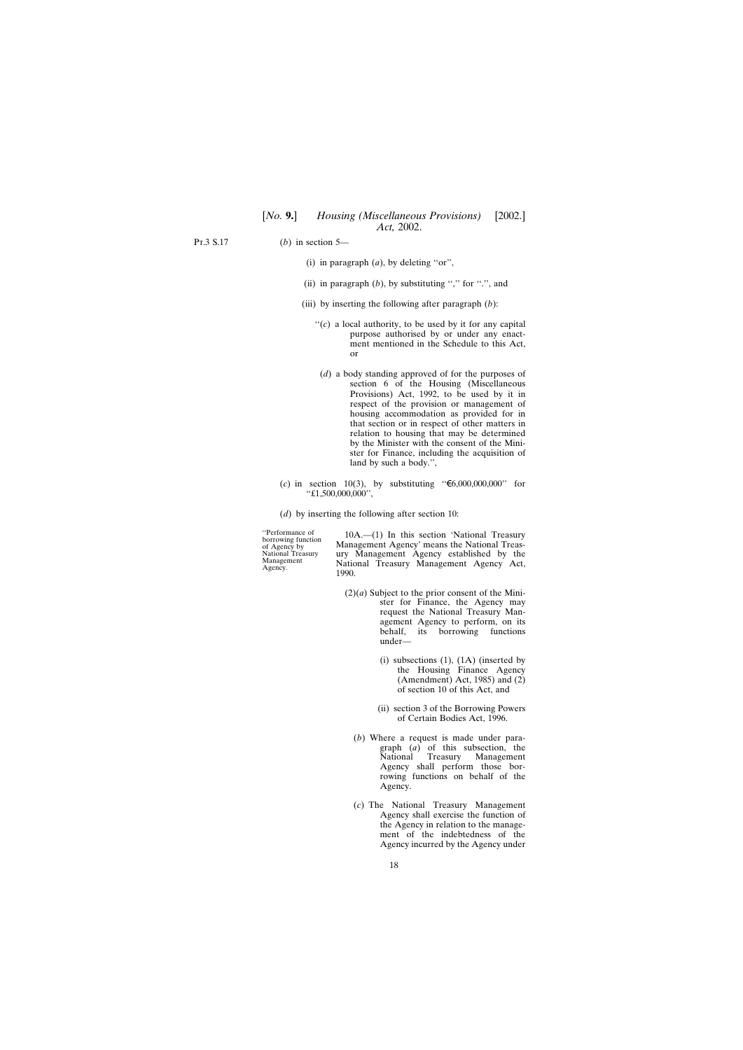Pt.3 S.17

(*b*) in section 5—

(i) in paragraph (*a*), by deleting ''or'',

(ii) in paragraph (*b*), by substituting '','' for ''.'', and

(iii) by inserting the following after paragraph (*b*):

''(*c*) a local authority, to be used by it for any capital purpose authorised by or under any enactment mentioned in the Schedule to this Act, or

(*d*) a body standing approved of for the purposes of section 6 of the Housing (Miscellaneous Provisions) Act, 1992, to be used by it in respect of the provision or management of housing accommodation as provided for in that section or in respect of other matters in relation to housing that may be determined by the Minister with the consent of the Minister for Finance, including the acquisition of land by such a body.'',

(*c*) in section 10(3), by substituting ''€6,000,000,000'' for ''£1,500,000,000'',

(*d*) by inserting the following after section 10:

''Performance of borrowing function of Agency by National Treasury Management Agency.

10A.—(1) In this section 'National Treasury Management Agency' means the National Treasury Management Agency established by the National Treasury Management Agency Act, 1990.

(2)(*a*) Subject to the prior consent of the Minister for Finance, the Agency may request the National Treasury Management Agency to perform, on its behalf, its borrowing functions under—

(i) subsections (1), (1A) (inserted by the Housing Finance Agency (Amendment) Act, 1985) and (2) of section 10 of this Act, and

(ii) section 3 of the Borrowing Powers of Certain Bodies Act, 1996.

(*b*) Where a request is made under paragraph (*a*) of this subsection, the National Treasury Management Agency shall perform those borrowing functions on behalf of the Agency.

(*c*) The National Treasury Management Agency shall exercise the function of the Agency in relation to the management of the indebtedness of the Agency incurred by the Agency under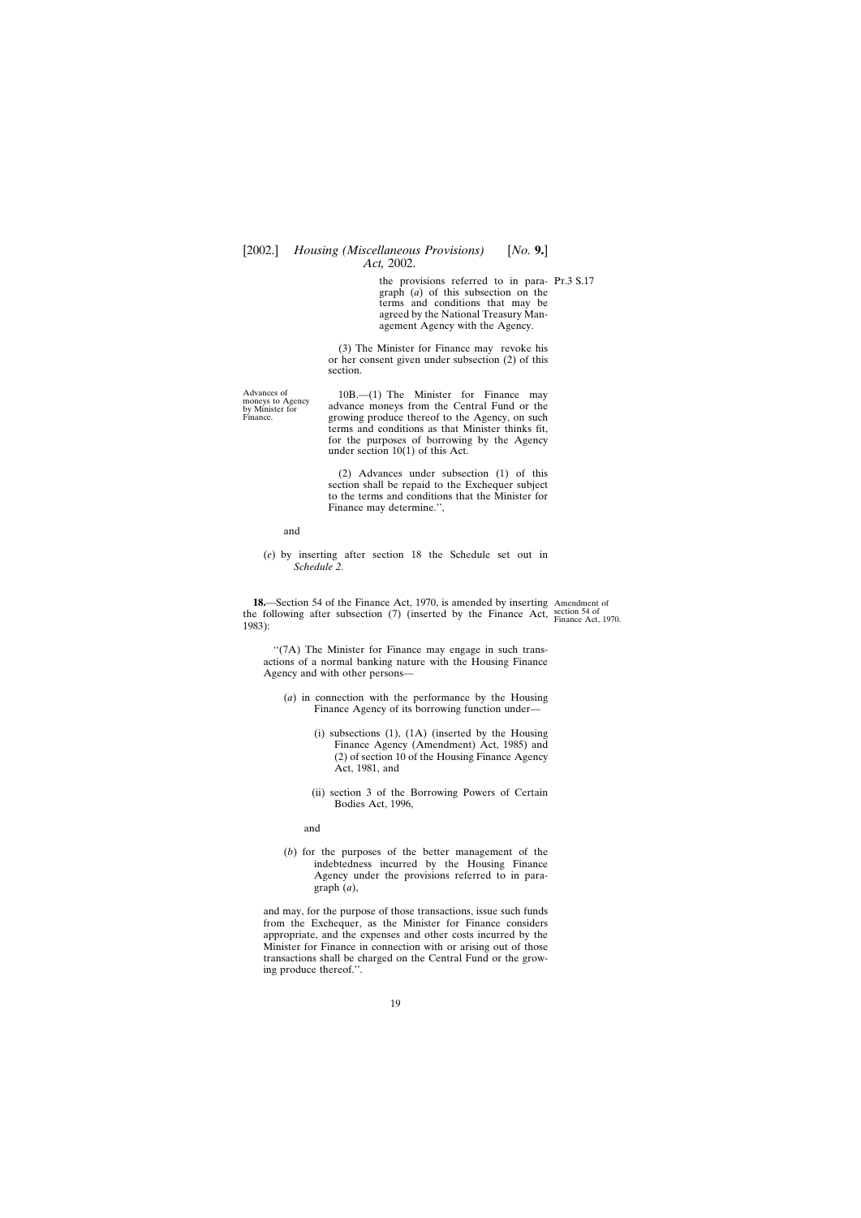the provisions referred to in paragraph (*a*) of this subsection on the terms and conditions that may be agreed by the National Treasury Management Agency with the Agency.

(3) The Minister for Finance may revoke his or her consent given under subsection (2) of this section.

Advances of moneys to Agency by Minister for Finance.

10B.—(1) The Minister for Finance may advance moneys from the Central Fund or the growing produce thereof to the Agency, on such terms and conditions as that Minister thinks fit, for the purposes of borrowing by the Agency under section 10(1) of this Act.

(2) Advances under subsection (1) of this section shall be repaid to the Exchequer subject to the terms and conditions that the Minister for Finance may determine.'',

and

(*e*) by inserting after section 18 the Schedule set out in *Schedule 2*.

Amendment of section 54 of Finance Act, 1970.

**18.**—Section 54 of the Finance Act, 1970, is amended by inserting the following after subsection (7) (inserted by the Finance Act, 1983):

''(7A) The Minister for Finance may engage in such transactions of a normal banking nature with the Housing Finance Agency and with other persons—

(*a*) in connection with the performance by the Housing Finance Agency of its borrowing function under—

(i) subsections (1), (1A) (inserted by the Housing Finance Agency (Amendment) Act, 1985) and (2) of section 10 of the Housing Finance Agency Act, 1981, and

(ii) section 3 of the Borrowing Powers of Certain Bodies Act, 1996,

and

(*b*) for the purposes of the better management of the indebtedness incurred by the Housing Finance Agency under the provisions referred to in paragraph (*a*),

and may, for the purpose of those transactions, issue such funds from the Exchequer, as the Minister for Finance considers appropriate, and the expenses and other costs incurred by the Minister for Finance in connection with or arising out of those transactions shall be charged on the Central Fund or the growing produce thereof.''.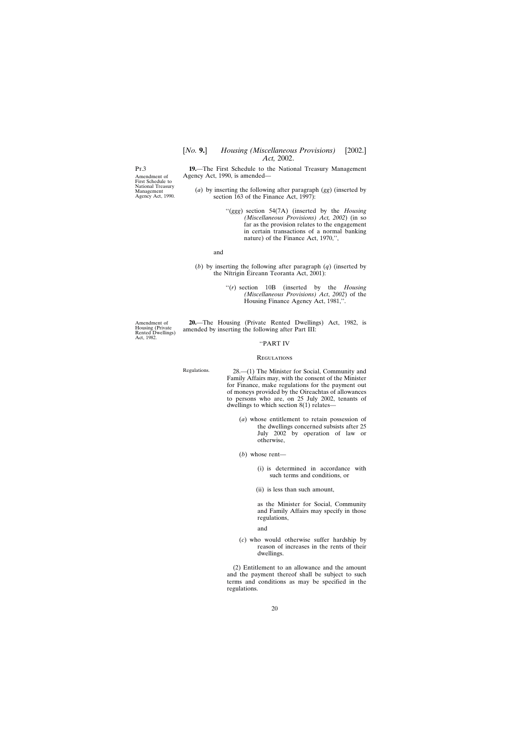Pt.3

Amendment of First Schedule to National Treasury Management Agency Act, 1990.

**19.**—The First Schedule to the National Treasury Management Agency Act, 1990, is amended—

(*a*) by inserting the following after paragraph (*gg*) (inserted by section 163 of the Finance Act, 1997):

> ''(*ggg*) section 54(7A) (inserted by the *Housing (Miscellaneous Provisions) Act, 2002*) (in so far as the provision relates to the engagement in certain transactions of a normal banking nature) of the Finance Act, 1970,'',

and

(*b*) by inserting the following after paragraph (*q*) (inserted by the Nítrigin Éireann Teoranta Act, 2001):

> ''(*r*) section 10B (inserted by the *Housing (Miscellaneous Provisions) Act*, *2002*) of the Housing Finance Agency Act, 1981,''.

Amendment of Housing (Private Rented Dwellings) Act, 1982.

**20.**—The Housing (Private Rented Dwellings) Act, 1982, is amended by inserting the following after Part III:

> ''PART IV
>
> Regulations
>
> Regulations.
>
> 28.—(1) The Minister for Social, Community and Family Affairs may, with the consent of the Minister for Finance, make regulations for the payment out of moneys provided by the Oireachtas of allowances to persons who are, on 25 July 2002, tenants of dwellings to which section 8(1) relates—
>
> (*a*) whose entitlement to retain possession of the dwellings concerned subsists after 25 July 2002 by operation of law or otherwise,
>
> (*b*) whose rent—
>
> (i) is determined in accordance with such terms and conditions, or
>
> (ii) is less than such amount,
>
> as the Minister for Social, Community and Family Affairs may specify in those regulations,
>
> and
>
> (*c*) who would otherwise suffer hardship by reason of increases in the rents of their dwellings.
>
> (2) Entitlement to an allowance and the amount and the payment thereof shall be subject to such terms and conditions as may be specified in the regulations.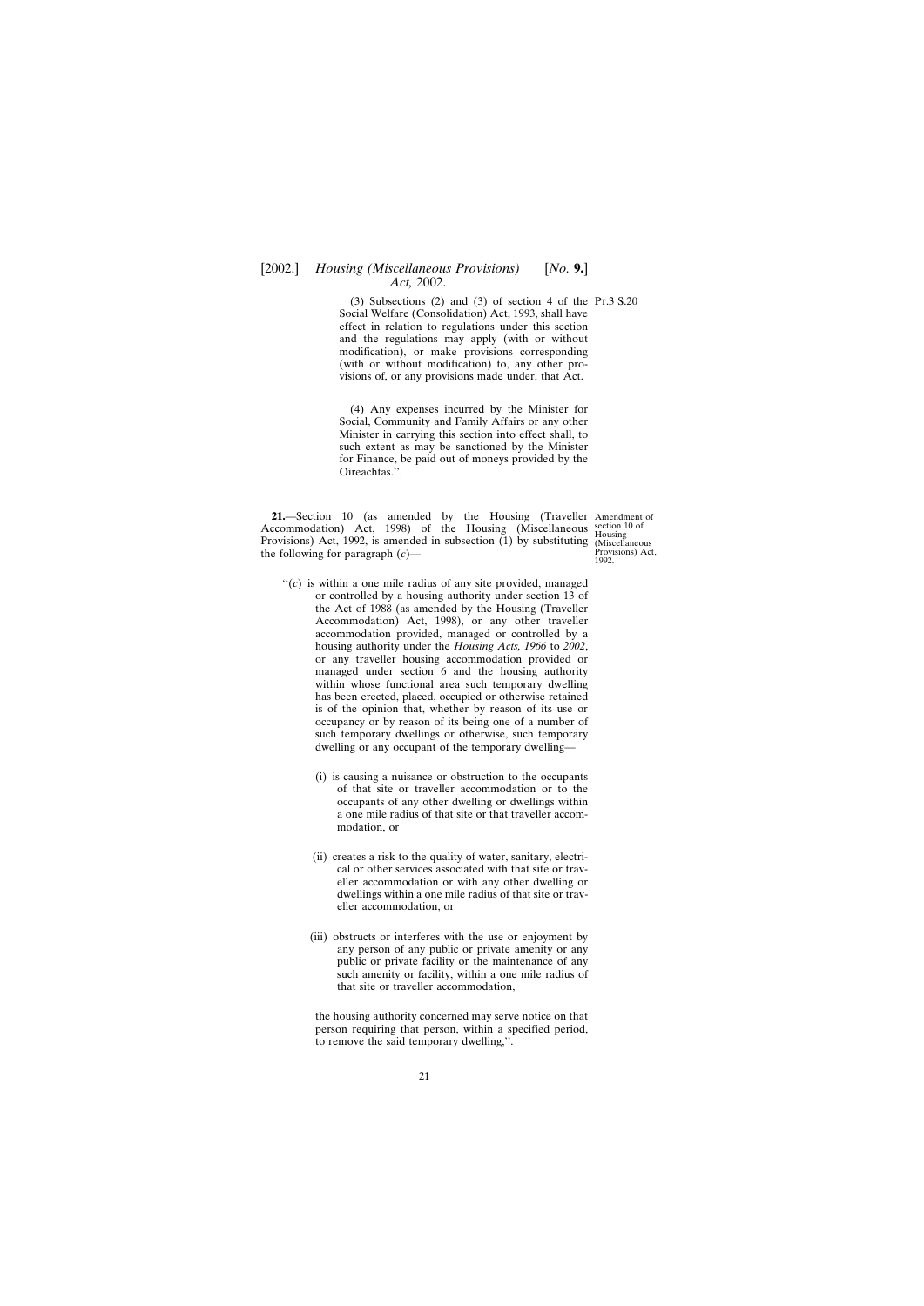(3) Subsections (2) and (3) of section 4 of the Social Welfare (Consolidation) Act, 1993, shall have effect in relation to regulations under this section and the regulations may apply (with or without modification), or make provisions corresponding (with or without modification) to, any other provisions of, or any provisions made under, that Act.

Pt.3 S.20

(4) Any expenses incurred by the Minister for Social, Community and Family Affairs or any other Minister in carrying this section into effect shall, to such extent as may be sanctioned by the Minister for Finance, be paid out of moneys provided by the Oireachtas.''.

Amendment of section 10 of Housing (Miscellaneous Provisions) Act, 1992.

**21.**—Section 10 (as amended by the Housing (Traveller Accommodation) Act, 1998) of the Housing (Miscellaneous Provisions) Act, 1992, is amended in subsection (1) by substituting the following for paragraph (*c*)—

''(*c*) is within a one mile radius of any site provided, managed or controlled by a housing authority under section 13 of the Act of 1988 (as amended by the Housing (Traveller Accommodation) Act, 1998), or any other traveller accommodation provided, managed or controlled by a housing authority under the *Housing Acts, 1966* to *2002*, or any traveller housing accommodation provided or managed under section 6 and the housing authority within whose functional area such temporary dwelling has been erected, placed, occupied or otherwise retained is of the opinion that, whether by reason of its use or occupancy or by reason of its being one of a number of such temporary dwellings or otherwise, such temporary dwelling or any occupant of the temporary dwelling—

(i) is causing a nuisance or obstruction to the occupants of that site or traveller accommodation or to the occupants of any other dwelling or dwellings within a one mile radius of that site or that traveller accommodation, or

(ii) creates a risk to the quality of water, sanitary, electrical or other services associated with that site or traveller accommodation or with any other dwelling or dwellings within a one mile radius of that site or traveller accommodation, or

(iii) obstructs or interferes with the use or enjoyment by any person of any public or private amenity or any public or private facility or the maintenance of any such amenity or facility, within a one mile radius of that site or traveller accommodation,

the housing authority concerned may serve notice on that person requiring that person, within a specified period, to remove the said temporary dwelling,''.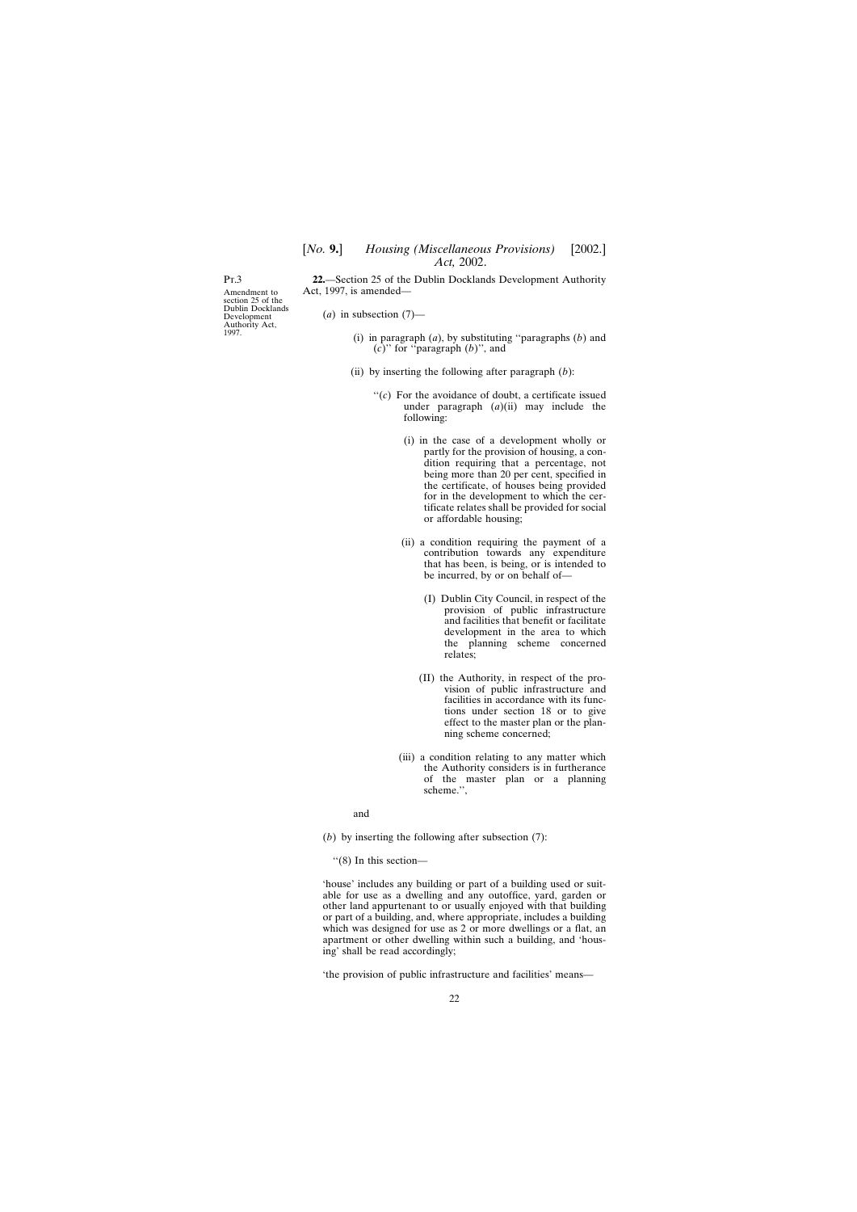Pt.3

Amendment to section 25 of the Dublin Docklands Development Authority Act, 1997.

**22.**—Section 25 of the Dublin Docklands Development Authority Act, 1997, is amended—

(*a*) in subsection (7)—

(i) in paragraph (*a*), by substituting ''paragraphs (*b*) and (*c*)'' for ''paragraph (*b*)'', and

(ii) by inserting the following after paragraph (*b*):

''(*c*) For the avoidance of doubt, a certificate issued under paragraph (*a*)(ii) may include the following:

(i) in the case of a development wholly or partly for the provision of housing, a condition requiring that a percentage, not being more than 20 per cent, specified in the certificate, of houses being provided for in the development to which the certificate relates shall be provided for social or affordable housing;

(ii) a condition requiring the payment of a contribution towards any expenditure that has been, is being, or is intended to be incurred, by or on behalf of—

(I) Dublin City Council, in respect of the provision of public infrastructure and facilities that benefit or facilitate development in the area to which the planning scheme concerned relates;

(II) the Authority, in respect of the provision of public infrastructure and facilities in accordance with its functions under section 18 or to give effect to the master plan or the planning scheme concerned;

(iii) a condition relating to any matter which the Authority considers is in furtherance of the master plan or a planning scheme.'',

and

(*b*) by inserting the following after subsection (7):

''(8) In this section—

'house' includes any building or part of a building used or suitable for use as a dwelling and any outoffice, yard, garden or other land appurtenant to or usually enjoyed with that building or part of a building, and, where appropriate, includes a building which was designed for use as 2 or more dwellings or a flat, an apartment or other dwelling within such a building, and 'housing' shall be read accordingly;

'the provision of public infrastructure and facilities' means—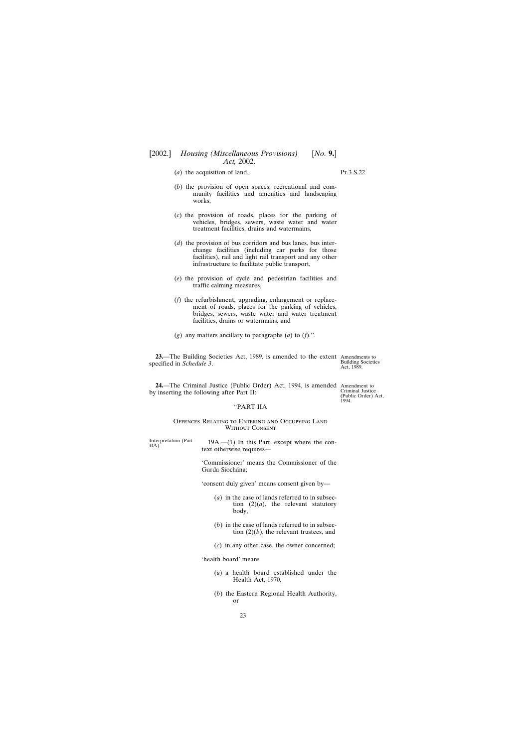(*a*) the acquisition of land,

(*b*) the provision of open spaces, recreational and community facilities and amenities and landscaping works,

(*c*) the provision of roads, places for the parking of vehicles, bridges, sewers, waste water and water treatment facilities, drains and watermains,

(*d*) the provision of bus corridors and bus lanes, bus interchange facilities (including car parks for those facilities), rail and light rail transport and any other infrastructure to facilitate public transport,

(*e*) the provision of cycle and pedestrian facilities and traffic calming measures,

(*f*) the refurbishment, upgrading, enlargement or replacement of roads, places for the parking of vehicles, bridges, sewers, waste water and water treatment facilities, drains or watermains, and

(*g*) any matters ancillary to paragraphs (*a*) to (*f*).''.

Amendments to Building Societies Act, 1989.

**23.**—The Building Societies Act, 1989, is amended to the extent specified in *Schedule 3*.

Amendment to Criminal Justice (Public Order) Act, 1994.

**24.**—The Criminal Justice (Public Order) Act, 1994, is amended by inserting the following after Part II:

''PART IIA

Offences Relating to Entering and Occupying Land Without Consent

Interpretation (Part IIA).

19A.—(1) In this Part, except where the context otherwise requires—

'Commissioner' means the Commissioner of the Garda Síochána;

'consent duly given' means consent given by—

(*a*) in the case of lands referred to in subsection (2)(*a*), the relevant statutory body,

(*b*) in the case of lands referred to in subsection (2)(*b*), the relevant trustees, and

(*c*) in any other case, the owner concerned;

'health board' means

(*a*) a health board established under the Health Act, 1970,

(*b*) the Eastern Regional Health Authority, or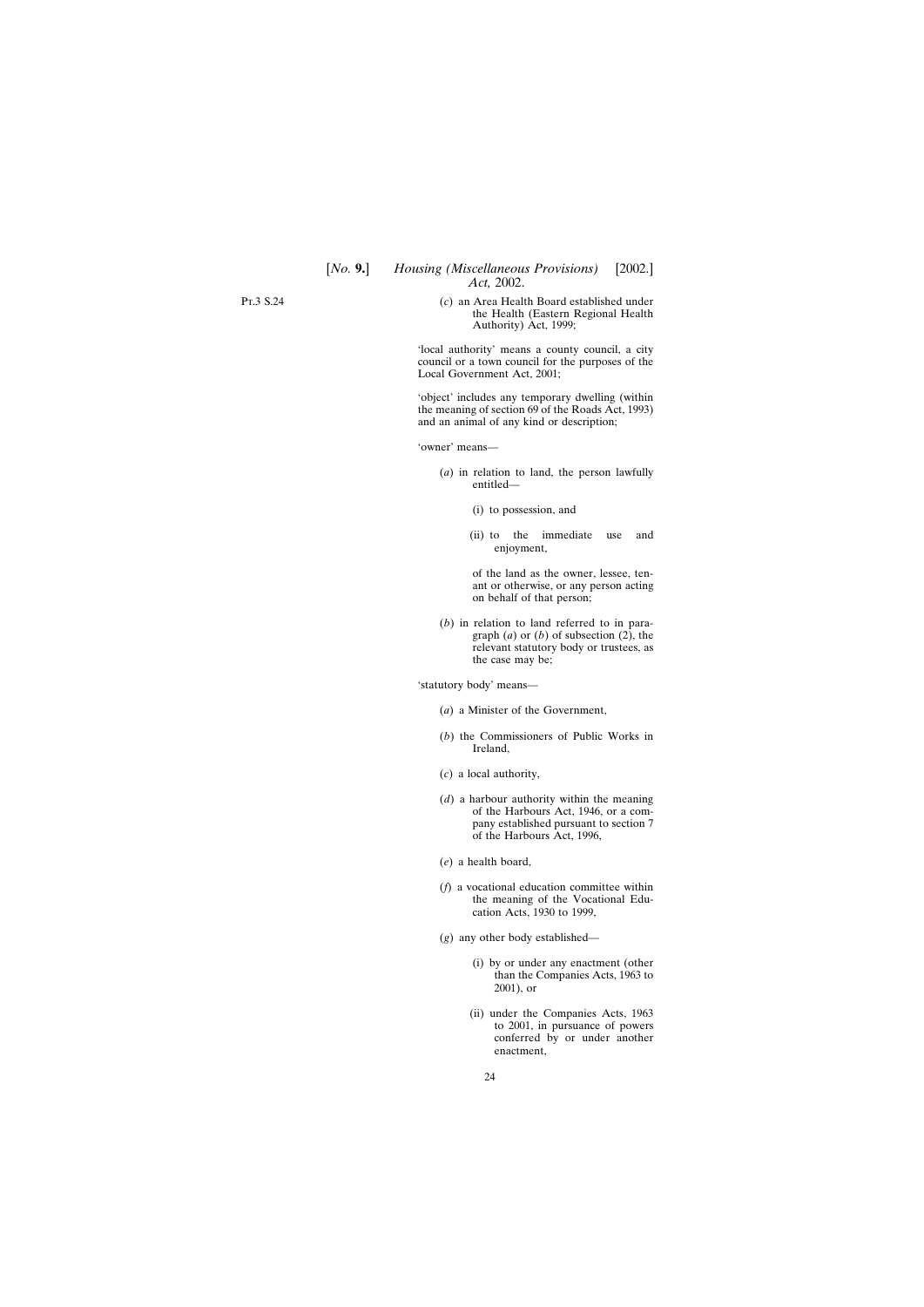(*c*) an Area Health Board established under the Health (Eastern Regional Health Authority) Act, 1999;

'local authority' means a county council, a city council or a town council for the purposes of the Local Government Act, 2001;

'object' includes any temporary dwelling (within the meaning of section 69 of the Roads Act, 1993) and an animal of any kind or description;

'owner' means—

(*a*) in relation to land, the person lawfully entitled—

(i) to possession, and

(ii) to the immediate use and enjoyment,

of the land as the owner, lessee, tenant or otherwise, or any person acting on behalf of that person;

(*b*) in relation to land referred to in paragraph (*a*) or (*b*) of subsection (2), the relevant statutory body or trustees, as the case may be;

'statutory body' means—

(*a*) a Minister of the Government,

(*b*) the Commissioners of Public Works in Ireland,

(*c*) a local authority,

(*d*) a harbour authority within the meaning of the Harbours Act, 1946, or a company established pursuant to section 7 of the Harbours Act, 1996,

(*e*) a health board,

(*f*) a vocational education committee within the meaning of the Vocational Education Acts, 1930 to 1999,

(*g*) any other body established—

(i) by or under any enactment (other than the Companies Acts, 1963 to 2001), or

(ii) under the Companies Acts, 1963 to 2001, in pursuance of powers conferred by or under another enactment,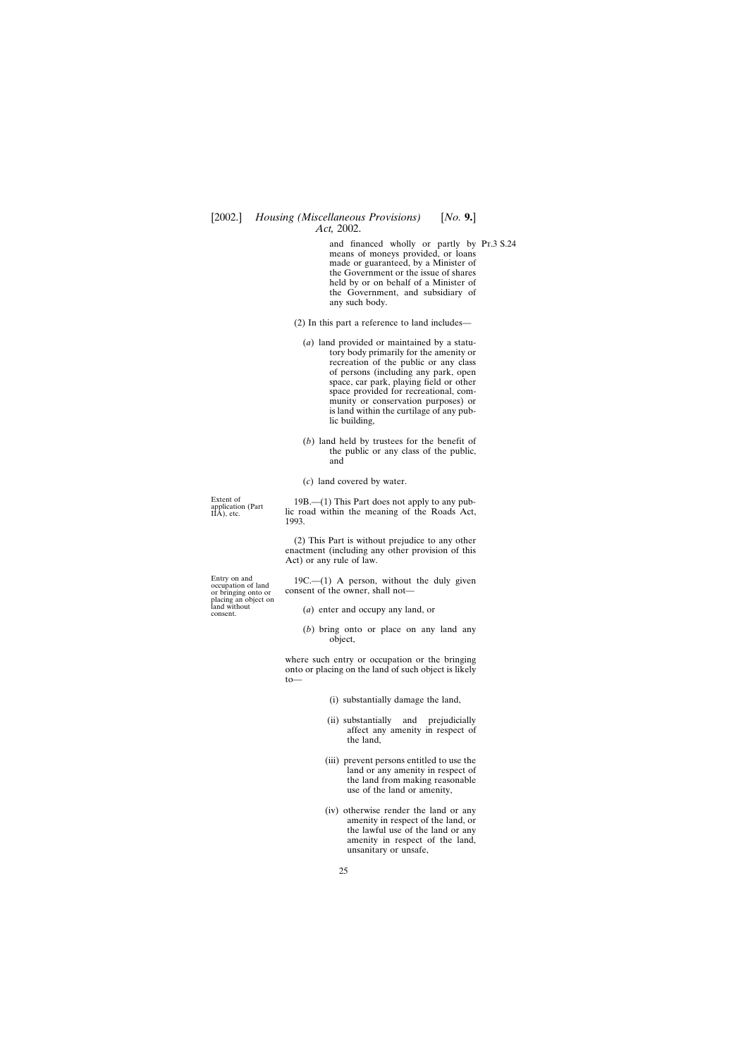and financed wholly or partly by means of moneys provided, or loans made or guaranteed, by a Minister of the Government or the issue of shares held by or on behalf of a Minister of the Government, and subsidiary of any such body.

(2) In this part a reference to land includes—

(*a*) land provided or maintained by a statutory body primarily for the amenity or recreation of the public or any class of persons (including any park, open space, car park, playing field or other space provided for recreational, community or conservation purposes) or is land within the curtilage of any public building,

(*b*) land held by trustees for the benefit of the public or any class of the public, and

(*c*) land covered by water.

Extent of application (Part IIA), etc.

19B.—(1) This Part does not apply to any public road within the meaning of the Roads Act, 1993.

(2) This Part is without prejudice to any other enactment (including any other provision of this Act) or any rule of law.

Entry on and occupation of land or bringing onto or placing an object on land without consent.

19C.—(1) A person, without the duly given consent of the owner, shall not—

(*a*) enter and occupy any land, or

(*b*) bring onto or place on any land any object,

where such entry or occupation or the bringing onto or placing on the land of such object is likely to—

(i) substantially damage the land,

(ii) substantially and prejudicially affect any amenity in respect of the land,

(iii) prevent persons entitled to use the land or any amenity in respect of the land from making reasonable use of the land or amenity,

(iv) otherwise render the land or any amenity in respect of the land, or the lawful use of the land or any amenity in respect of the land, unsanitary or unsafe,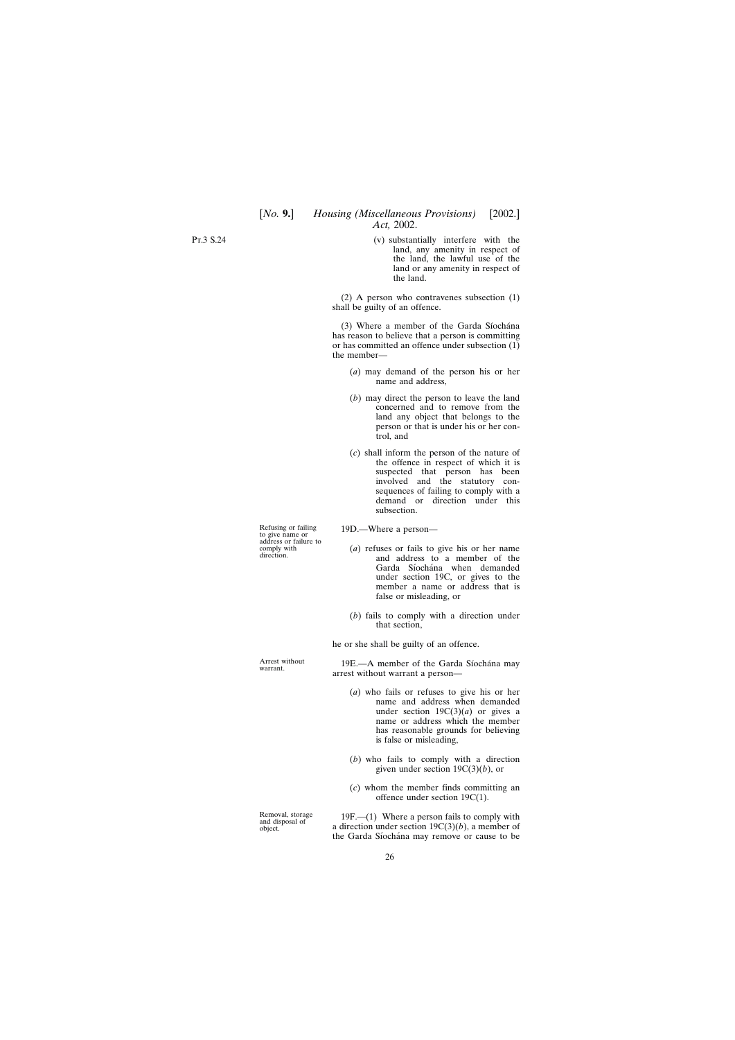(v) substantially interfere with the land, any amenity in respect of the land, the lawful use of the land or any amenity in respect of the land.

(2) A person who contravenes subsection (1) shall be guilty of an offence.

(3) Where a member of the Garda Síochána has reason to believe that a person is committing or has committed an offence under subsection (1) the member—

(*a*) may demand of the person his or her name and address,

(*b*) may direct the person to leave the land concerned and to remove from the land any object that belongs to the person or that is under his or her control, and

(*c*) shall inform the person of the nature of the offence in respect of which it is suspected that person has been involved and the statutory consequences of failing to comply with a demand or direction under this subsection.

Refusing or failing to give name or address or failure to comply with direction.

19D.—Where a person—

(*a*) refuses or fails to give his or her name and address to a member of the Garda Síochána when demanded under section 19C, or gives to the member a name or address that is false or misleading, or

(*b*) fails to comply with a direction under that section,

he or she shall be guilty of an offence.

Arrest without warrant.

19E.—A member of the Garda Síochána may arrest without warrant a person—

(*a*) who fails or refuses to give his or her name and address when demanded under section 19C(3)(*a*) or gives a name or address which the member has reasonable grounds for believing is false or misleading,

(*b*) who fails to comply with a direction given under section 19C(3)(*b*), or

(*c*) whom the member finds committing an offence under section 19C(1).

Removal, storage and disposal of object.

19F.—(1) Where a person fails to comply with a direction under section 19C(3)(*b*), a member of the Garda Síochána may remove or cause to be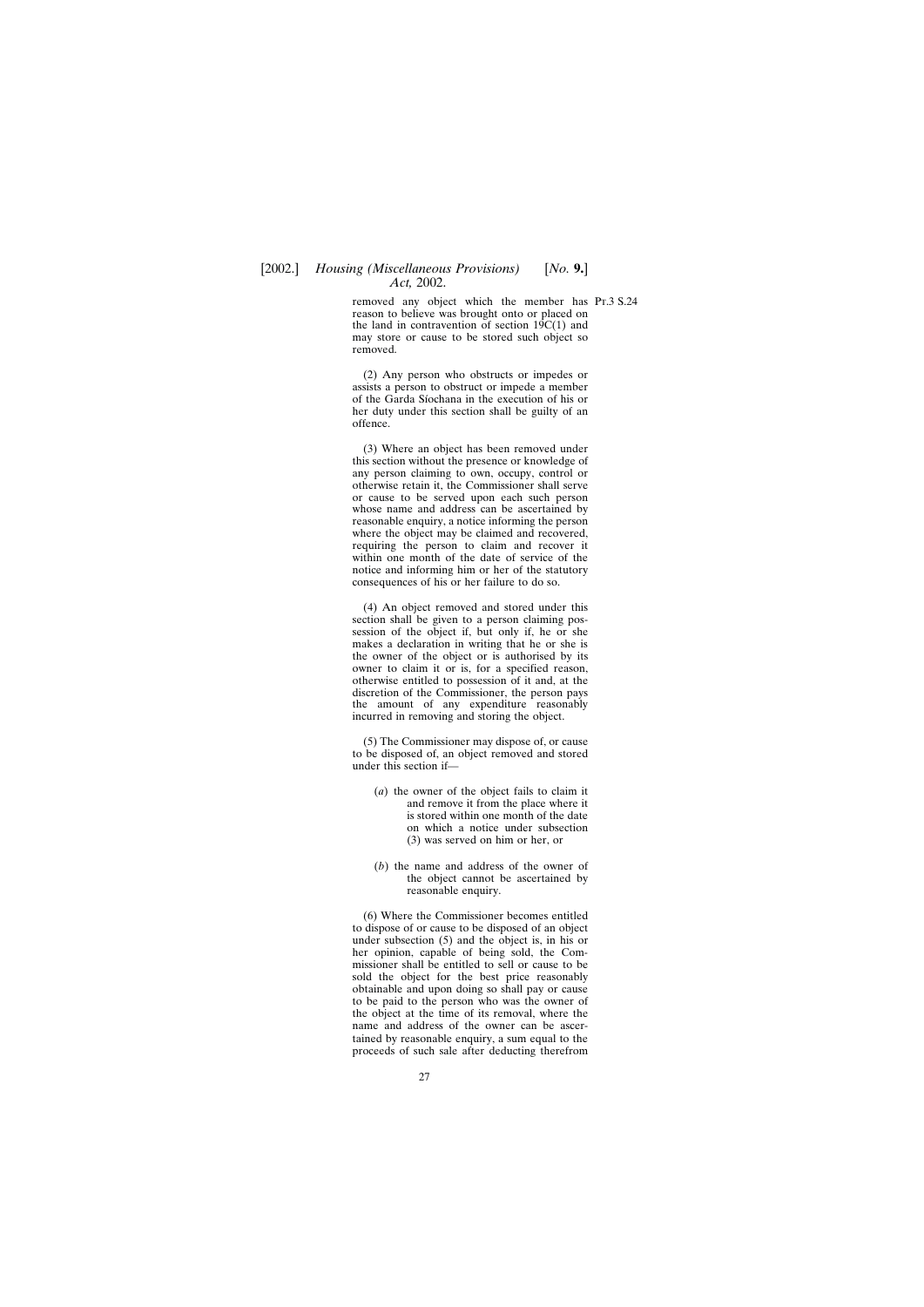removed any object which the member has reason to believe was brought onto or placed on the land in contravention of section 19C(1) and may store or cause to be stored such object so removed.

(2) Any person who obstructs or impedes or assists a person to obstruct or impede a member of the Garda Síochana in the execution of his or her duty under this section shall be guilty of an offence.

(3) Where an object has been removed under this section without the presence or knowledge of any person claiming to own, occupy, control or otherwise retain it, the Commissioner shall serve or cause to be served upon each such person whose name and address can be ascertained by reasonable enquiry, a notice informing the person where the object may be claimed and recovered, requiring the person to claim and recover it within one month of the date of service of the notice and informing him or her of the statutory consequences of his or her failure to do so.

(4) An object removed and stored under this section shall be given to a person claiming possession of the object if, but only if, he or she makes a declaration in writing that he or she is the owner of the object or is authorised by its owner to claim it or is, for a specified reason, otherwise entitled to possession of it and, at the discretion of the Commissioner, the person pays the amount of any expenditure reasonably incurred in removing and storing the object.

(5) The Commissioner may dispose of, or cause to be disposed of, an object removed and stored under this section if—

(*a*) the owner of the object fails to claim it and remove it from the place where it is stored within one month of the date on which a notice under subsection (3) was served on him or her, or

(*b*) the name and address of the owner of the object cannot be ascertained by reasonable enquiry.

(6) Where the Commissioner becomes entitled to dispose of or cause to be disposed of an object under subsection (5) and the object is, in his or her opinion, capable of being sold, the Commissioner shall be entitled to sell or cause to be sold the object for the best price reasonably obtainable and upon doing so shall pay or cause to be paid to the person who was the owner of the object at the time of its removal, where the name and address of the owner can be ascertained by reasonable enquiry, a sum equal to the proceeds of such sale after deducting therefrom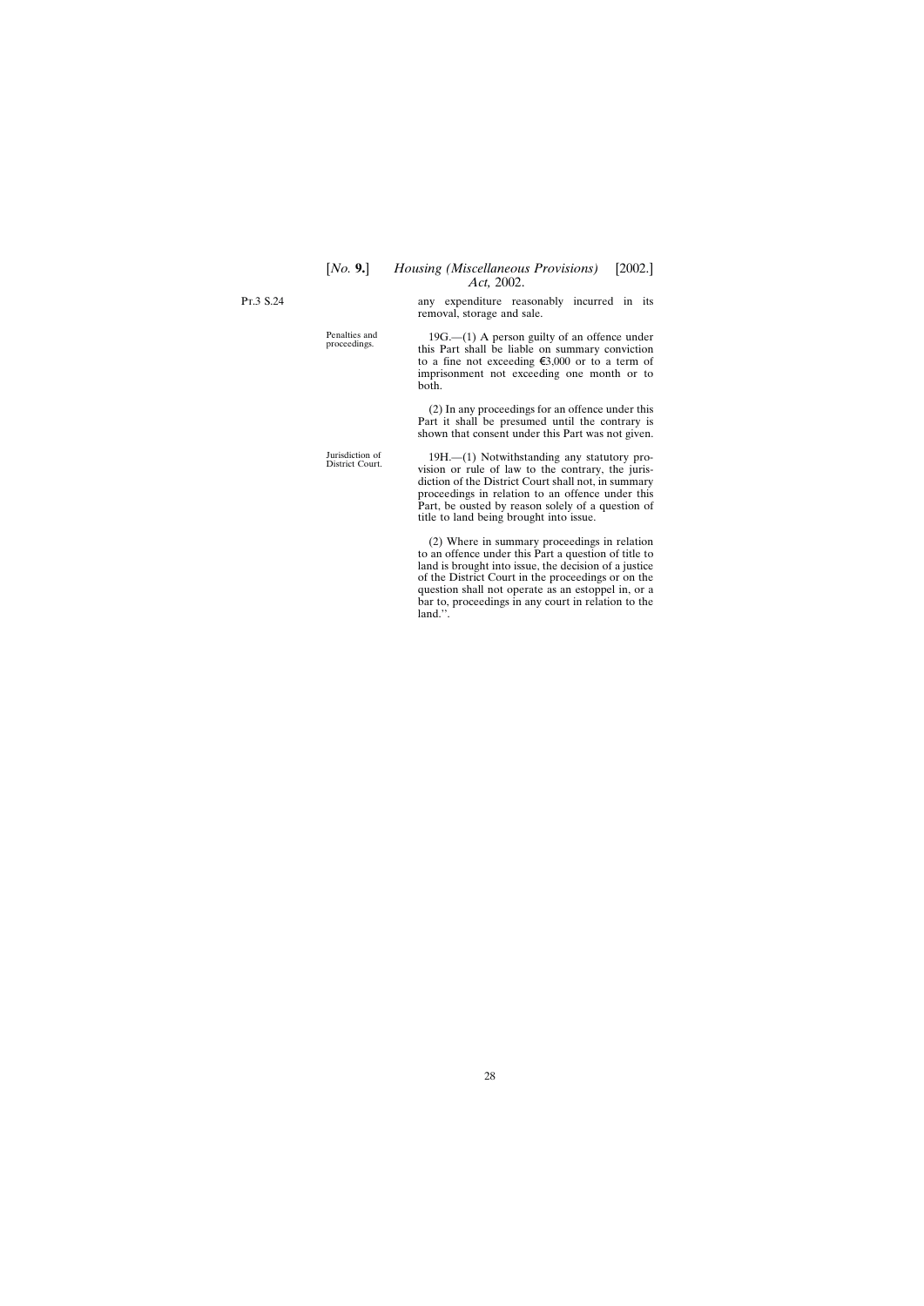any expenditure reasonably incurred in its removal, storage and sale.

Penalties and proceedings.

19G.—(1) A person guilty of an offence under this Part shall be liable on summary conviction to a fine not exceeding €3,000 or to a term of imprisonment not exceeding one month or to both.

(2) In any proceedings for an offence under this Part it shall be presumed until the contrary is shown that consent under this Part was not given.

Jurisdiction of District Court.

19H.—(1) Notwithstanding any statutory provision or rule of law to the contrary, the jurisdiction of the District Court shall not, in summary proceedings in relation to an offence under this Part, be ousted by reason solely of a question of title to land being brought into issue.

(2) Where in summary proceedings in relation to an offence under this Part a question of title to land is brought into issue, the decision of a justice of the District Court in the proceedings or on the question shall not operate as an estoppel in, or a bar to, proceedings in any court in relation to the land.''.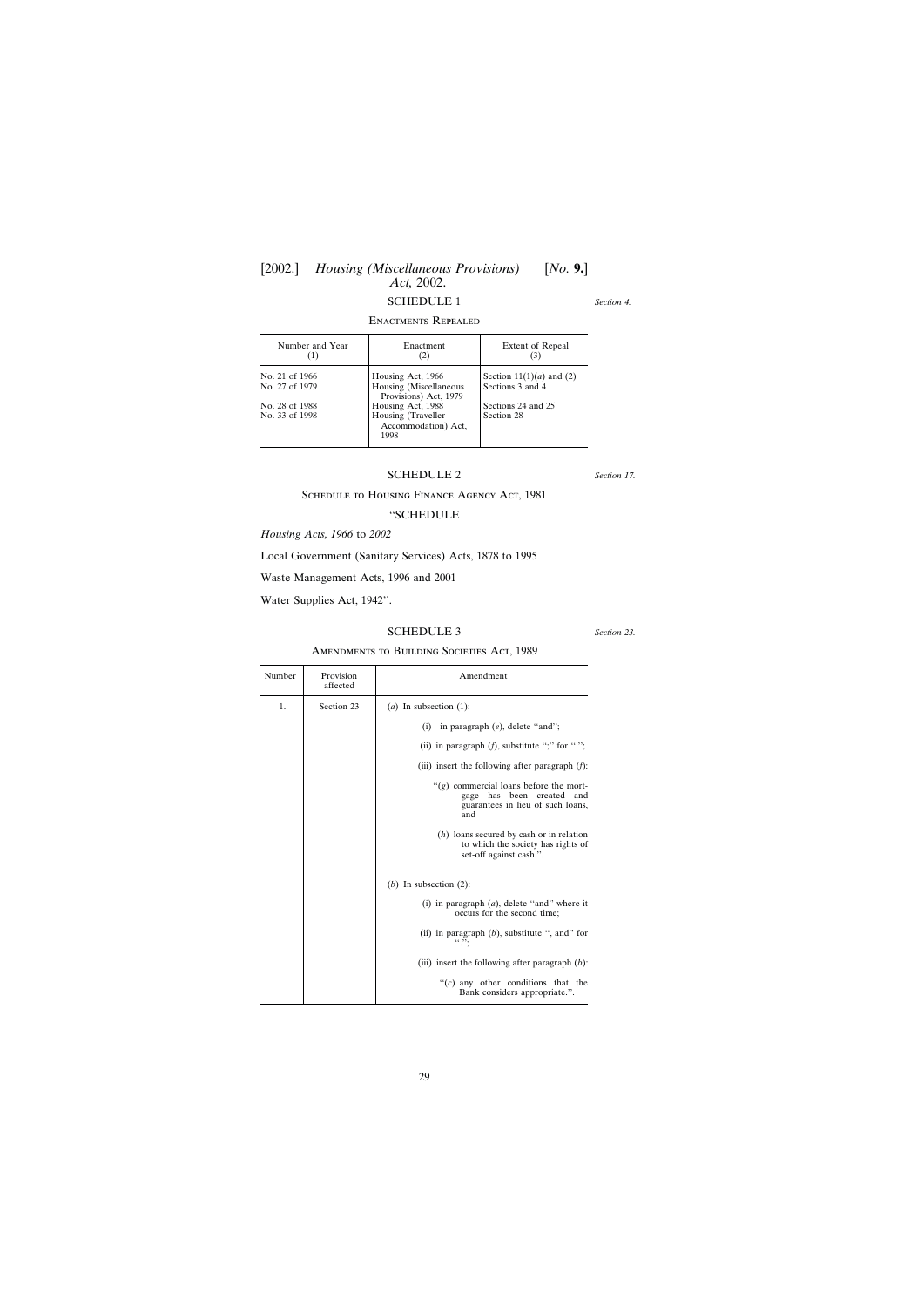## SCHEDULE 1

*Section 4.*

### Enactments Repealed

| Number and Year (1) | Enactment (2) | Extent of Repeal (3) |
|---|---|---|
| No. 21 of 1966 | Housing Act, 1966 | Section 11(1)(*a*) and (2) |
| No. 27 of 1979 | Housing (Miscellaneous Provisions) Act, 1979 | Sections 3 and 4 |
| No. 28 of 1988 | Housing Act, 1988 | Sections 24 and 25 |
| No. 33 of 1998 | Housing (Traveller Accommodation) Act, 1998 | Section 28 |

## SCHEDULE 2

*Section 17.*

### Schedule to Housing Finance Agency Act, 1981

''SCHEDULE

*Housing Acts, 1966* to *2002*

Local Government (Sanitary Services) Acts, 1878 to 1995

Waste Management Acts, 1996 and 2001

Water Supplies Act, 1942''.

## SCHEDULE 3

*Section 23.*

### Amendments to Building Societies Act, 1989

| Number | Provision affected | Amendment |
|---|---|---|
| 1. | Section 23 | (*a*) In subsection (1): |
| | | (i) in paragraph (*e*), delete ''and''; |
| | | (ii) in paragraph (*f*), substitute '';'' for ''.''; |
| | | (iii) insert the following after paragraph (*f*): |
| | | ''(*g*) commercial loans before the mortgage has been created and guarantees in lieu of such loans, and |
| | | (*h*) loans secured by cash or in relation to which the society has rights of set-off against cash.''. |
| | | (*b*) In subsection (2): |
| | | (i) in paragraph (*a*), delete ''and'' where it occurs for the second time; |
| | | (ii) in paragraph (*b*), substitute '', and'' for ''.''; |
| | | (iii) insert the following after paragraph (*b*): |
| | | ''(*c*) any other conditions that the Bank considers appropriate.''. |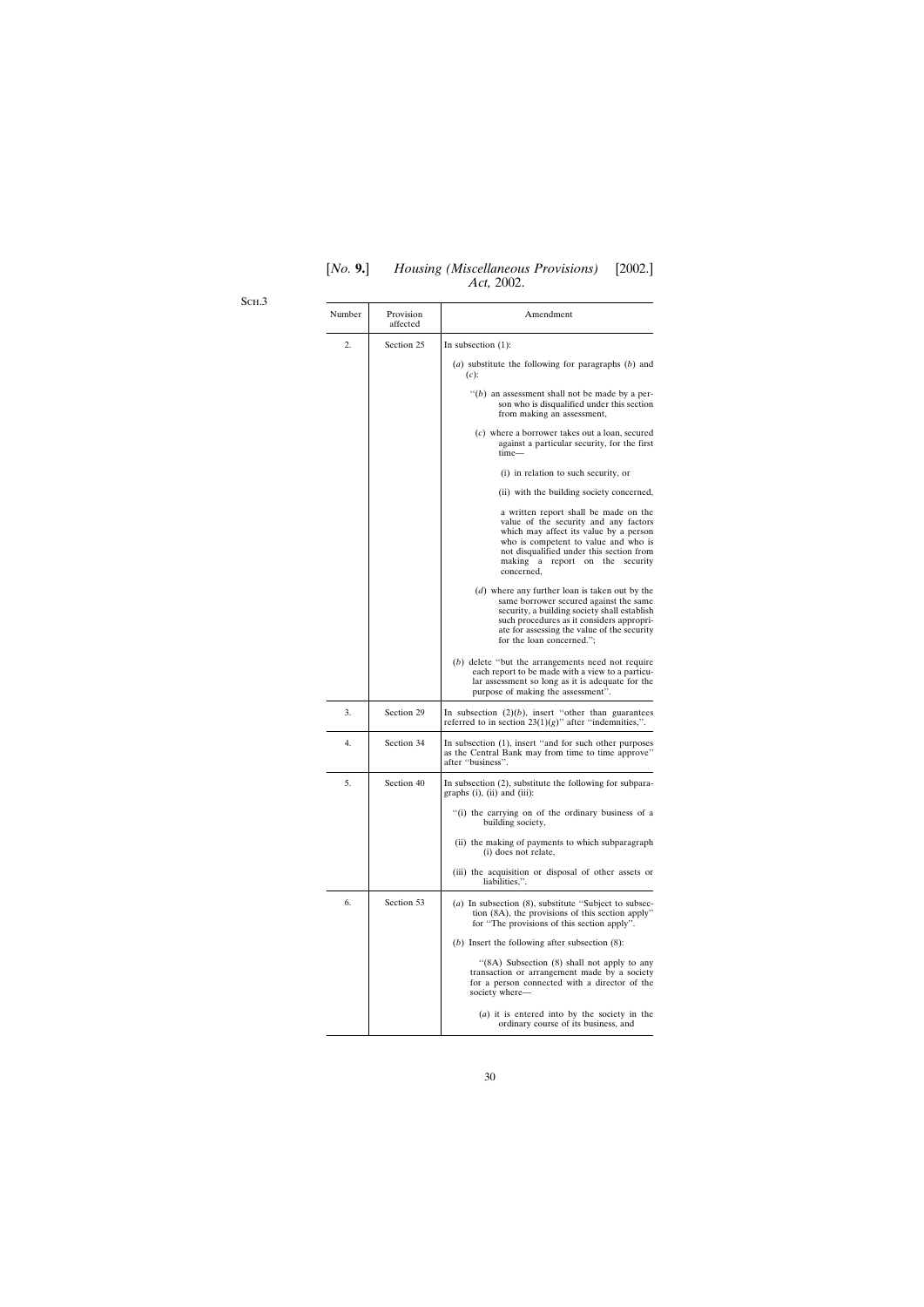Sch.3

| Number | Provision affected | Amendment |
|---|---|---|
| 2. | Section 25 | In subsection (1):<br><br>(*a*) substitute the following for paragraphs (*b*) and (*c*):<br><br>''(*b*) an assessment shall not be made by a person who is disqualified under this section from making an assessment,<br><br>(*c*) where a borrower takes out a loan, secured against a particular security, for the first time—<br><br>(i) in relation to such security, or<br><br>(ii) with the building society concerned,<br><br>a written report shall be made on the value of the security and any factors which may affect its value by a person who is competent to value and who is not disqualified under this section from making a report on the security concerned,<br><br>(*d*) where any further loan is taken out by the same borrower secured against the same security, a building society shall establish such procedures as it considers appropriate for assessing the value of the security for the loan concerned.'';<br><br>(*b*) delete ''but the arrangements need not require each report to be made with a view to a particular assessment so long as it is adequate for the purpose of making the assessment''. |
| 3. | Section 29 | In subsection (2)(*b*), insert ''other than guarantees referred to in section 23(1)(*g*)'' after ''indemnities,''. |
| 4. | Section 34 | In subsection (1), insert ''and for such other purposes as the Central Bank may from time to time approve'' after ''business''. |
| 5. | Section 40 | In subsection (2), substitute the following for subparagraphs (i), (ii) and (iii):<br><br>''(i) the carrying on of the ordinary business of a building society,<br><br>(ii) the making of payments to which subparagraph (i) does not relate,<br><br>(iii) the acquisition or disposal of other assets or liabilities,''. |
| 6. | Section 53 | (*a*) In subsection (8), substitute ''Subject to subsection (8A), the provisions of this section apply'' for ''The provisions of this section apply''.<br><br>(*b*) Insert the following after subsection (8):<br><br>''(8A) Subsection (8) shall not apply to any transaction or arrangement made by a society for a person connected with a director of the society where—<br><br>(*a*) it is entered into by the society in the ordinary course of its business, and |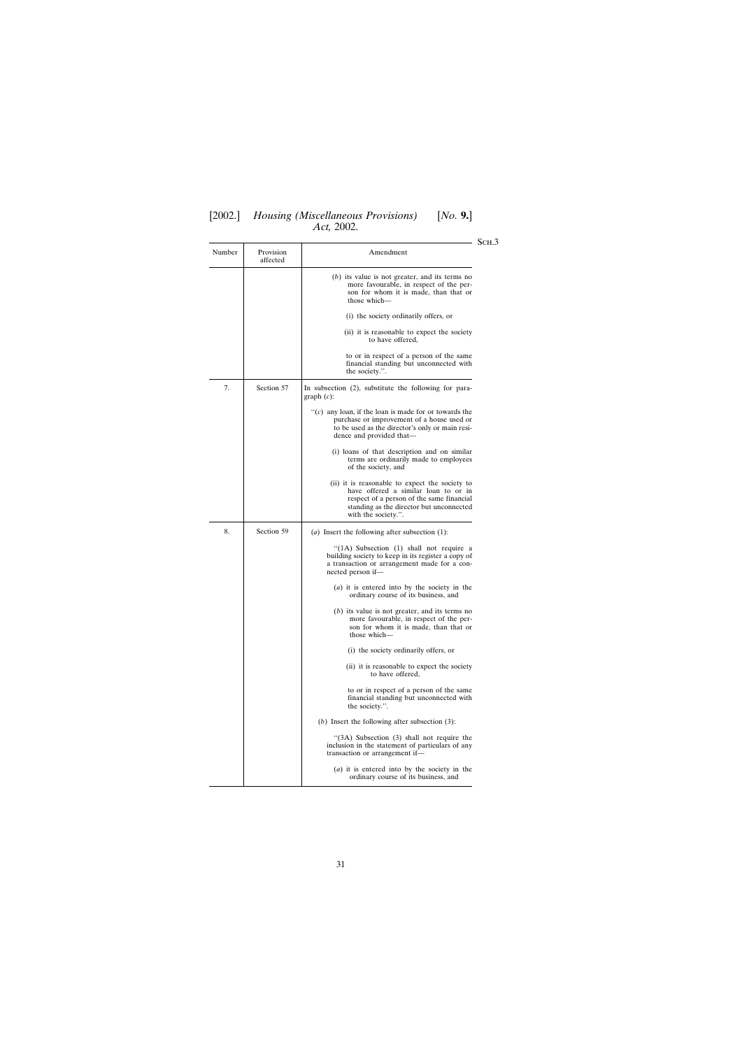| Number | Provision affected | Amendment |
|---|---|---|
| | | (*b*) its value is not greater, and its terms no more favourable, in respect of the person for whom it is made, than that or those which— (i) the society ordinarily offers, or (ii) it is reasonable to expect the society to have offered, to or in respect of a person of the same financial standing but unconnected with the society.''. |
| 7. | Section 57 | In subsection (2), substitute the following for paragraph (*c*): ''(*c*) any loan, if the loan is made for or towards the purchase or improvement of a house used or to be used as the director's only or main residence and provided that— (i) loans of that description and on similar terms are ordinarily made to employees of the society, and (ii) it is reasonable to expect the society to have offered a similar loan to or in respect of a person of the same financial standing as the director but unconnected with the society.''. |
| 8. | Section 59 | (*a*) Insert the following after subsection (1): ''(1A) Subsection (1) shall not require a building society to keep in its register a copy of a transaction or arrangement made for a connected person if— (*a*) it is entered into by the society in the ordinary course of its business, and (*b*) its value is not greater, and its terms no more favourable, in respect of the person for whom it is made, than that or those which— (i) the society ordinarily offers, or (ii) it is reasonable to expect the society to have offered, to or in respect of a person of the same financial standing but unconnected with the society.''. (*b*) Insert the following after subsection (3): ''(3A) Subsection (3) shall not require the inclusion in the statement of particulars of any transaction or arrangement if— (*a*) it is entered into by the society in the ordinary course of its business, and |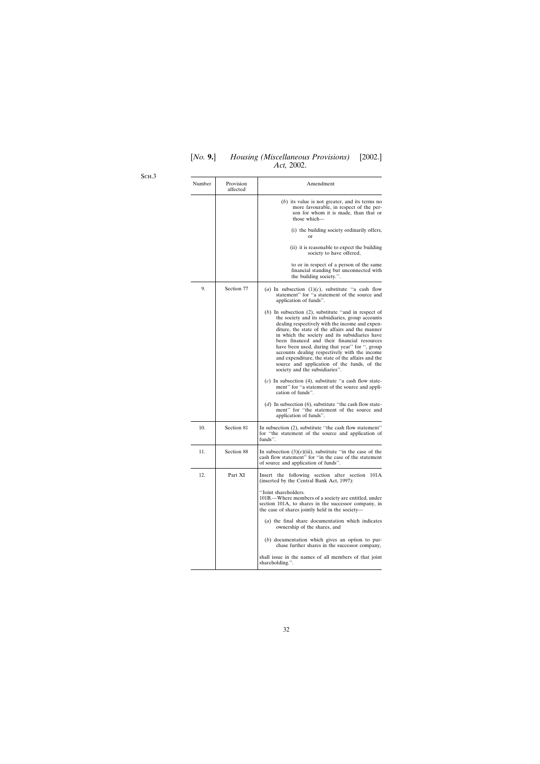Sch.3

| Number | Provision affected | Amendment |
| --- | --- | --- |
| | | (*b*) its value is not greater, and its terms no more favourable, in respect of the person for whom it is made, than that or those which— (i) the building society ordinarily offers, or (ii) it is reasonable to expect the building society to have offered, to or in respect of a person of the same financial standing but unconnected with the building society.''. |
| 9. | Section 77 | (*a*) In subsection (1)(*c*), substitute ''a cash flow statement'' for ''a statement of the source and application of funds''. (*b*) In subsection (2), substitute ''and in respect of the society and its subsidiaries, group accounts dealing respectively with the income and expenditure, the state of the affairs and the manner in which the society and its subsidiaries have been financed and their financial resources have been used, during that year'' for '', group accounts dealing respectively with the income and expenditure, the state of the affairs and the source and application of the funds, of the society and the subsidiaries''. (*c*) In subsection (4), substitute ''a cash flow statement'' for ''a statement of the source and application of funds''. (*d*) In subsection (6), substitute ''the cash flow statement'' for ''the statement of the source and application of funds''. |
| 10. | Section 81 | In subsection (2), substitute ''the cash flow statement'' for ''the statement of the source and application of funds''. |
| 11. | Section 88 | In subsection (3)(*e*)(iii), substitute ''in the case of the cash flow statement'' for ''in the case of the statement of source and application of funds''. |
| 12. | Part XI | Insert the following section after section 101A (inserted by the Central Bank Act, 1997): ''Joint shareholders. 101B.—Where members of a society are entitled, under section 101A, to shares in the successor company, in the case of shares jointly held in the society— (*a*) the final share documentation which indicates ownership of the shares, and (*b*) documentation which gives an option to purchase further shares in the successor company, shall issue in the names of all members of that joint shareholding.''. |